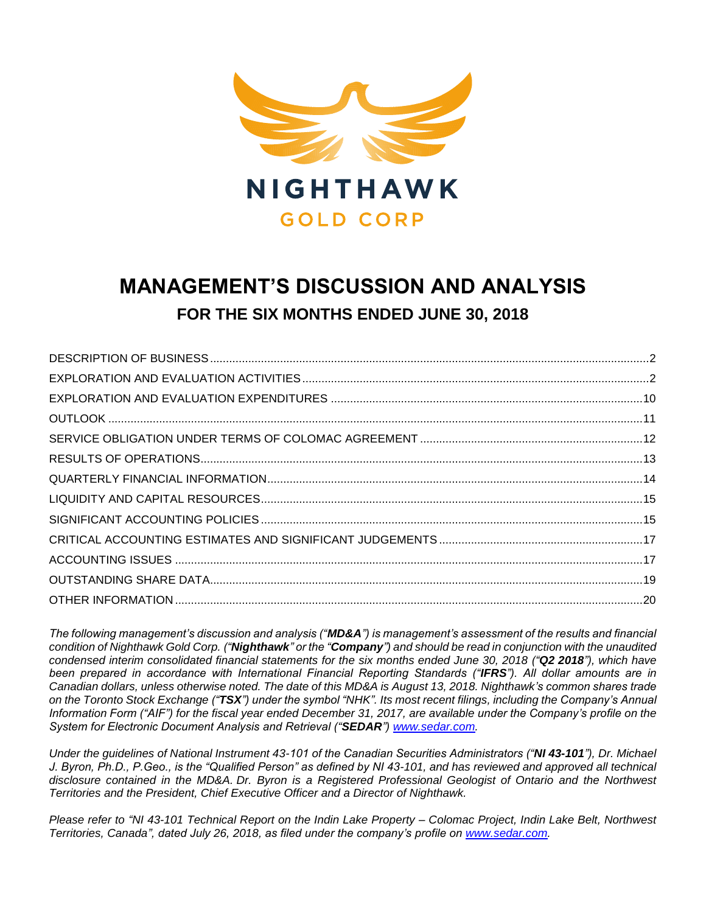NIGHTHAWK
GOLD CORP

# MANAGEMENT'S DISCUSSION AND ANALYSIS

## FOR THE SIX MONTHS ENDED JUNE 30, 2018

| | |
|---|---|
| DESCRIPTION OF BUSINESS | 2 |
| EXPLORATION AND EVALUATION ACTIVITIES | 2 |
| EXPLORATION AND EVALUATION EXPENDITURES | 10 |
| OUTLOOK | 11 |
| SERVICE OBLIGATION UNDER TERMS OF COLOMAC AGREEMENT | 12 |
| RESULTS OF OPERATIONS | 13 |
| QUARTERLY FINANCIAL INFORMATION | 14 |
| LIQUIDITY AND CAPITAL RESOURCES | 15 |
| SIGNIFICANT ACCOUNTING POLICIES | 15 |
| CRITICAL ACCOUNTING ESTIMATES AND SIGNIFICANT JUDGEMENTS | 17 |
| ACCOUNTING ISSUES | 17 |
| OUTSTANDING SHARE DATA | 19 |
| OTHER INFORMATION | 20 |

*The following management's discussion and analysis ("**MD&A**") is management's assessment of the results and financial condition of Nighthawk Gold Corp. ("**Nighthawk**" or the "**Company**") and should be read in conjunction with the unaudited condensed interim consolidated financial statements for the six months ended June 30, 2018 ("**Q2 2018**"), which have been prepared in accordance with International Financial Reporting Standards ("**IFRS**"). All dollar amounts are in Canadian dollars, unless otherwise noted. The date of this MD&A is August 13, 2018. Nighthawk's common shares trade on the Toronto Stock Exchange ("**TSX**") under the symbol "NHK". Its most recent filings, including the Company's Annual Information Form ("AIF") for the fiscal year ended December 31, 2017, are available under the Company's profile on the System for Electronic Document Analysis and Retrieval ("**SEDAR**") www.sedar.com.*

*Under the guidelines of National Instrument 43-101 of the Canadian Securities Administrators ("**NI 43-101**"), Dr. Michael J. Byron, Ph.D., P.Geo., is the "Qualified Person" as defined by NI 43-101, and has reviewed and approved all technical disclosure contained in the MD&A. Dr. Byron is a Registered Professional Geologist of Ontario and the Northwest Territories and the President, Chief Executive Officer and a Director of Nighthawk.*

*Please refer to "NI 43-101 Technical Report on the Indin Lake Property – Colomac Project, Indin Lake Belt, Northwest Territories, Canada", dated July 26, 2018, as filed under the company's profile on www.sedar.com.*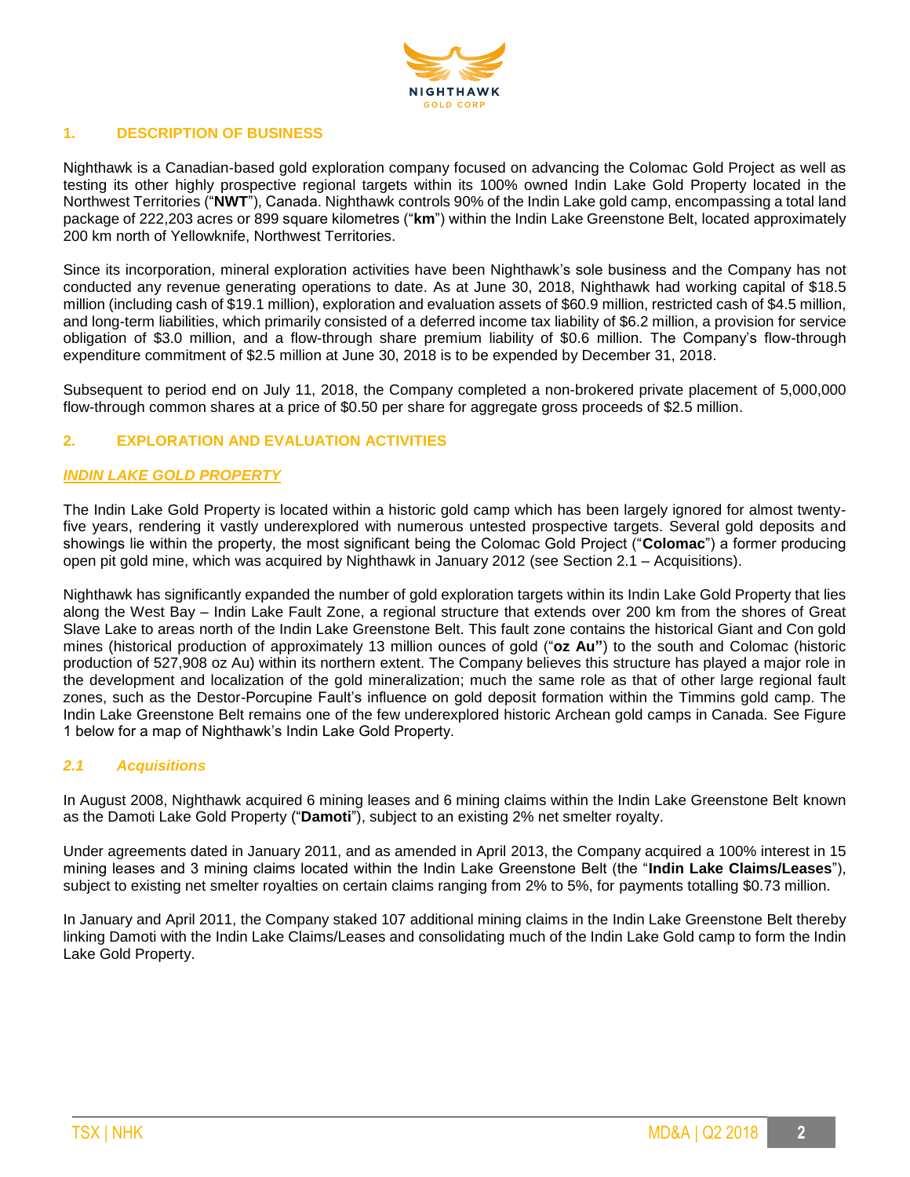## 1. DESCRIPTION OF BUSINESS

Nighthawk is a Canadian-based gold exploration company focused on advancing the Colomac Gold Project as well as testing its other highly prospective regional targets within its 100% owned Indin Lake Gold Property located in the Northwest Territories ("**NWT**"), Canada. Nighthawk controls 90% of the Indin Lake gold camp, encompassing a total land package of 222,203 acres or 899 square kilometres ("**km**") within the Indin Lake Greenstone Belt, located approximately 200 km north of Yellowknife, Northwest Territories.

Since its incorporation, mineral exploration activities have been Nighthawk's sole business and the Company has not conducted any revenue generating operations to date. As at June 30, 2018, Nighthawk had working capital of $18.5 million (including cash of $19.1 million), exploration and evaluation assets of $60.9 million, restricted cash of $4.5 million, and long-term liabilities, which primarily consisted of a deferred income tax liability of $6.2 million, a provision for service obligation of $3.0 million, and a flow-through share premium liability of $0.6 million. The Company's flow-through expenditure commitment of $2.5 million at June 30, 2018 is to be expended by December 31, 2018.

Subsequent to period end on July 11, 2018, the Company completed a non-brokered private placement of 5,000,000 flow-through common shares at a price of $0.50 per share for aggregate gross proceeds of $2.5 million.

## 2. EXPLORATION AND EVALUATION ACTIVITIES

### *INDIN LAKE GOLD PROPERTY*

The Indin Lake Gold Property is located within a historic gold camp which has been largely ignored for almost twenty-five years, rendering it vastly underexplored with numerous untested prospective targets. Several gold deposits and showings lie within the property, the most significant being the Colomac Gold Project ("**Colomac**") a former producing open pit gold mine, which was acquired by Nighthawk in January 2012 (see Section 2.1 – Acquisitions).

Nighthawk has significantly expanded the number of gold exploration targets within its Indin Lake Gold Property that lies along the West Bay – Indin Lake Fault Zone, a regional structure that extends over 200 km from the shores of Great Slave Lake to areas north of the Indin Lake Greenstone Belt. This fault zone contains the historical Giant and Con gold mines (historical production of approximately 13 million ounces of gold ("**oz Au**") to the south and Colomac (historic production of 527,908 oz Au) within its northern extent. The Company believes this structure has played a major role in the development and localization of the gold mineralization; much the same role as that of other large regional fault zones, such as the Destor-Porcupine Fault's influence on gold deposit formation within the Timmins gold camp. The Indin Lake Greenstone Belt remains one of the few underexplored historic Archean gold camps in Canada. See Figure 1 below for a map of Nighthawk's Indin Lake Gold Property.

### *2.1 Acquisitions*

In August 2008, Nighthawk acquired 6 mining leases and 6 mining claims within the Indin Lake Greenstone Belt known as the Damoti Lake Gold Property ("**Damoti**"), subject to an existing 2% net smelter royalty.

Under agreements dated in January 2011, and as amended in April 2013, the Company acquired a 100% interest in 15 mining leases and 3 mining claims located within the Indin Lake Greenstone Belt (the "**Indin Lake Claims/Leases**"), subject to existing net smelter royalties on certain claims ranging from 2% to 5%, for payments totalling $0.73 million.

In January and April 2011, the Company staked 107 additional mining claims in the Indin Lake Greenstone Belt thereby linking Damoti with the Indin Lake Claims/Leases and consolidating much of the Indin Lake Gold camp to form the Indin Lake Gold Property.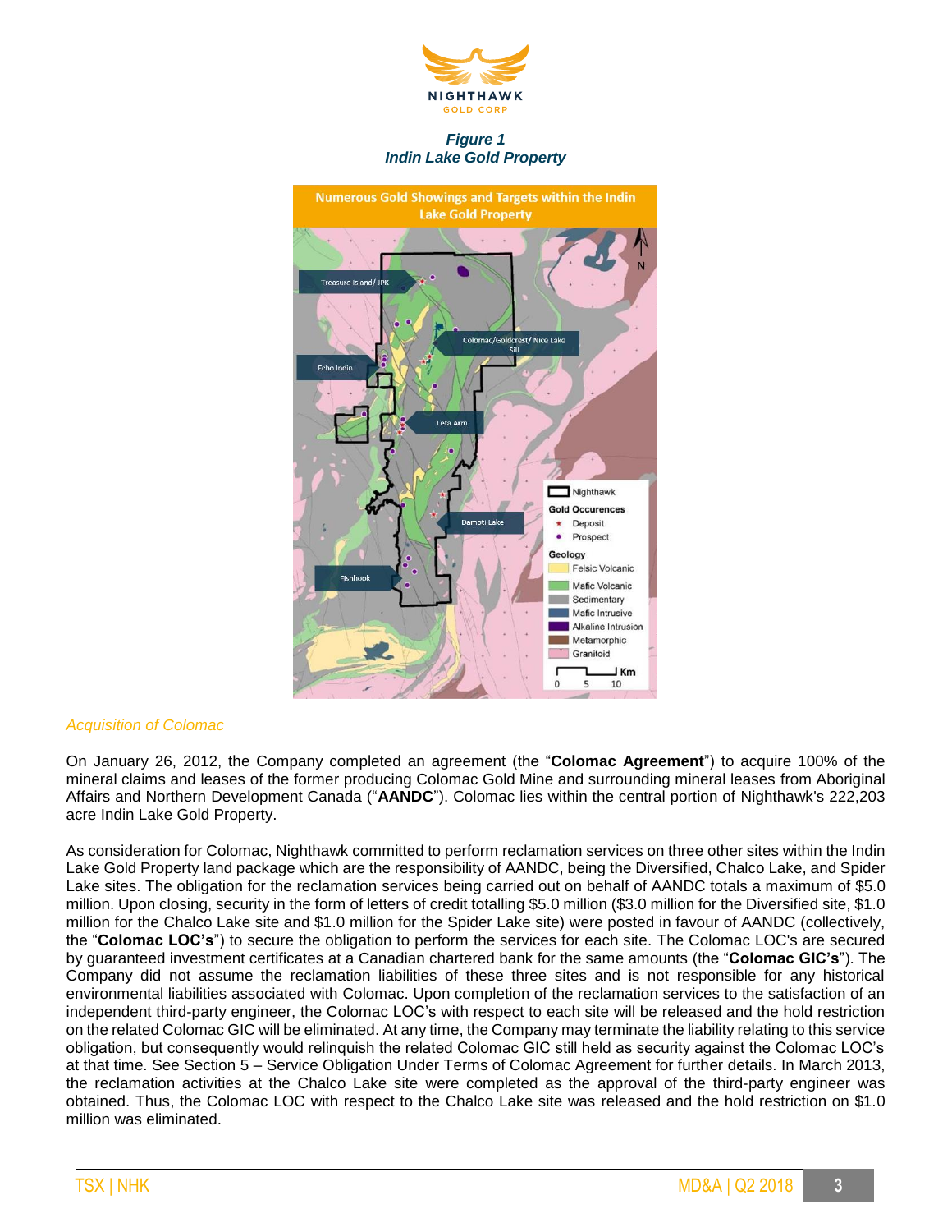*Figure 1*
*Indin Lake Gold Property*

### *Acquisition of Colomac*

On January 26, 2012, the Company completed an agreement (the "**Colomac Agreement**") to acquire 100% of the mineral claims and leases of the former producing Colomac Gold Mine and surrounding mineral leases from Aboriginal Affairs and Northern Development Canada ("**AANDC**"). Colomac lies within the central portion of Nighthawk's 222,203 acre Indin Lake Gold Property.

As consideration for Colomac, Nighthawk committed to perform reclamation services on three other sites within the Indin Lake Gold Property land package which are the responsibility of AANDC, being the Diversified, Chalco Lake, and Spider Lake sites. The obligation for the reclamation services being carried out on behalf of AANDC totals a maximum of $5.0 million. Upon closing, security in the form of letters of credit totalling $5.0 million ($3.0 million for the Diversified site, $1.0 million for the Chalco Lake site and $1.0 million for the Spider Lake site) were posted in favour of AANDC (collectively, the "**Colomac LOC's**") to secure the obligation to perform the services for each site. The Colomac LOC's are secured by guaranteed investment certificates at a Canadian chartered bank for the same amounts (the "**Colomac GIC's**"). The Company did not assume the reclamation liabilities of these three sites and is not responsible for any historical environmental liabilities associated with Colomac. Upon completion of the reclamation services to the satisfaction of an independent third-party engineer, the Colomac LOC's with respect to each site will be released and the hold restriction on the related Colomac GIC will be eliminated. At any time, the Company may terminate the liability relating to this service obligation, but consequently would relinquish the related Colomac GIC still held as security against the Colomac LOC's at that time. See Section 5 – Service Obligation Under Terms of Colomac Agreement for further details. In March 2013, the reclamation activities at the Chalco Lake site were completed as the approval of the third-party engineer was obtained. Thus, the Colomac LOC with respect to the Chalco Lake site was released and the hold restriction on $1.0 million was eliminated.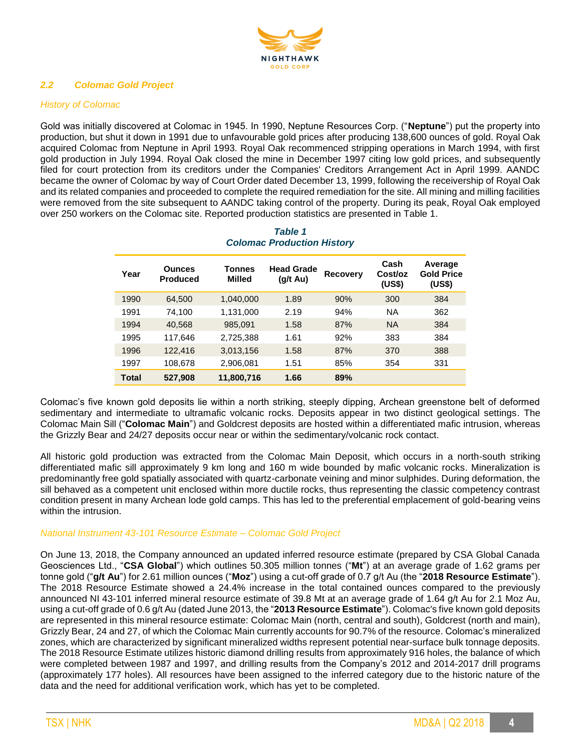## 2.2 Colomac Gold Project

*History of Colomac*

Gold was initially discovered at Colomac in 1945. In 1990, Neptune Resources Corp. ("**Neptune**") put the property into production, but shut it down in 1991 due to unfavourable gold prices after producing 138,600 ounces of gold. Royal Oak acquired Colomac from Neptune in April 1993. Royal Oak recommenced stripping operations in March 1994, with first gold production in July 1994. Royal Oak closed the mine in December 1997 citing low gold prices, and subsequently filed for court protection from its creditors under the Companies' Creditors Arrangement Act in April 1999. AANDC became the owner of Colomac by way of Court Order dated December 13, 1999, following the receivership of Royal Oak and its related companies and proceeded to complete the required remediation for the site. All mining and milling facilities were removed from the site subsequent to AANDC taking control of the property. During its peak, Royal Oak employed over 250 workers on the Colomac site. Reported production statistics are presented in Table 1.

**Table 1**
**Colomac Production History**

| Year | Ounces Produced | Tonnes Milled | Head Grade (g/t Au) | Recovery | Cash Cost/oz (US$) | Average Gold Price (US$) |
|---|---|---|---|---|---|---|
| 1990 | 64,500 | 1,040,000 | 1.89 | 90% | 300 | 384 |
| 1991 | 74,100 | 1,131,000 | 2.19 | 94% | NA | 362 |
| 1994 | 40,568 | 985,091 | 1.58 | 87% | NA | 384 |
| 1995 | 117,646 | 2,725,388 | 1.61 | 92% | 383 | 384 |
| 1996 | 122,416 | 3,013,156 | 1.58 | 87% | 370 | 388 |
| 1997 | 108,678 | 2,906,081 | 1.51 | 85% | 354 | 331 |
| **Total** | **527,908** | **11,800,716** | **1.66** | **89%** | | |

Colomac's five known gold deposits lie within a north striking, steeply dipping, Archean greenstone belt of deformed sedimentary and intermediate to ultramafic volcanic rocks. Deposits appear in two distinct geological settings. The Colomac Main Sill ("**Colomac Main**") and Goldcrest deposits are hosted within a differentiated mafic intrusion, whereas the Grizzly Bear and 24/27 deposits occur near or within the sedimentary/volcanic rock contact.

All historic gold production was extracted from the Colomac Main Deposit, which occurs in a north-south striking differentiated mafic sill approximately 9 km long and 160 m wide bounded by mafic volcanic rocks. Mineralization is predominantly free gold spatially associated with quartz-carbonate veining and minor sulphides. During deformation, the sill behaved as a competent unit enclosed within more ductile rocks, thus representing the classic competency contrast condition present in many Archean lode gold camps. This has led to the preferential emplacement of gold-bearing veins within the intrusion.

*National Instrument 43-101 Resource Estimate – Colomac Gold Project*

On June 13, 2018, the Company announced an updated inferred resource estimate (prepared by CSA Global Canada Geosciences Ltd., "**CSA Global**") which outlines 50.305 million tonnes ("**Mt**") at an average grade of 1.62 grams per tonne gold ("**g/t Au**") for 2.61 million ounces ("**Moz**") using a cut-off grade of 0.7 g/t Au (the "**2018 Resource Estimate**"). The 2018 Resource Estimate showed a 24.4% increase in the total contained ounces compared to the previously announced NI 43-101 inferred mineral resource estimate of 39.8 Mt at an average grade of 1.64 g/t Au for 2.1 Moz Au, using a cut-off grade of 0.6 g/t Au (dated June 2013, the "**2013 Resource Estimate**"). Colomac's five known gold deposits are represented in this mineral resource estimate: Colomac Main (north, central and south), Goldcrest (north and main), Grizzly Bear, 24 and 27, of which the Colomac Main currently accounts for 90.7% of the resource. Colomac's mineralized zones, which are characterized by significant mineralized widths represent potential near-surface bulk tonnage deposits. The 2018 Resource Estimate utilizes historic diamond drilling results from approximately 916 holes, the balance of which were completed between 1987 and 1997, and drilling results from the Company's 2012 and 2014-2017 drill programs (approximately 177 holes). All resources have been assigned to the inferred category due to the historic nature of the data and the need for additional verification work, which has yet to be completed.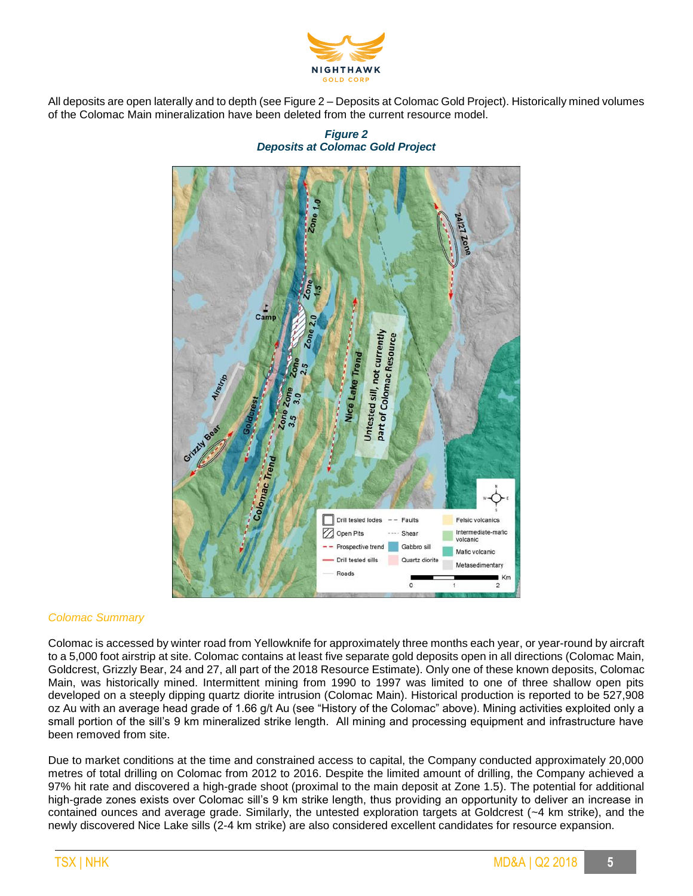All deposits are open laterally and to depth (see Figure 2 – Deposits at Colomac Gold Project). Historically mined volumes of the Colomac Main mineralization have been deleted from the current resource model.

***Figure 2***
***Deposits at Colomac Gold Project***

*Colomac Summary*

Colomac is accessed by winter road from Yellowknife for approximately three months each year, or year-round by aircraft to a 5,000 foot airstrip at site. Colomac contains at least five separate gold deposits open in all directions (Colomac Main, Goldcrest, Grizzly Bear, 24 and 27, all part of the 2018 Resource Estimate). Only one of these known deposits, Colomac Main, was historically mined. Intermittent mining from 1990 to 1997 was limited to one of three shallow open pits developed on a steeply dipping quartz diorite intrusion (Colomac Main). Historical production is reported to be 527,908 oz Au with an average head grade of 1.66 g/t Au (see "History of the Colomac" above). Mining activities exploited only a small portion of the sill's 9 km mineralized strike length. All mining and processing equipment and infrastructure have been removed from site.

Due to market conditions at the time and constrained access to capital, the Company conducted approximately 20,000 metres of total drilling on Colomac from 2012 to 2016. Despite the limited amount of drilling, the Company achieved a 97% hit rate and discovered a high-grade shoot (proximal to the main deposit at Zone 1.5). The potential for additional high-grade zones exists over Colomac sill's 9 km strike length, thus providing an opportunity to deliver an increase in contained ounces and average grade. Similarly, the untested exploration targets at Goldcrest (~4 km strike), and the newly discovered Nice Lake sills (2-4 km strike) are also considered excellent candidates for resource expansion.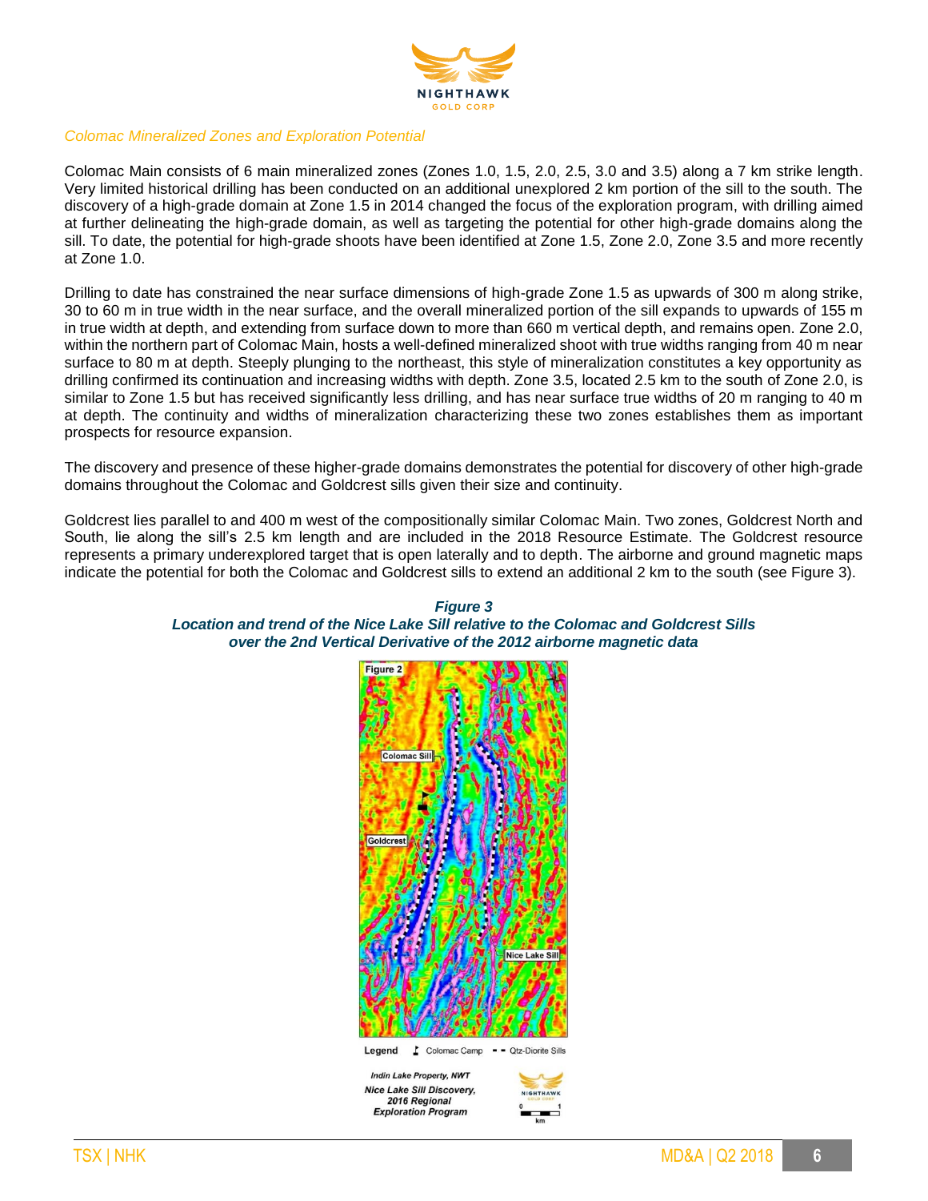*Colomac Mineralized Zones and Exploration Potential*

Colomac Main consists of 6 main mineralized zones (Zones 1.0, 1.5, 2.0, 2.5, 3.0 and 3.5) along a 7 km strike length. Very limited historical drilling has been conducted on an additional unexplored 2 km portion of the sill to the south. The discovery of a high-grade domain at Zone 1.5 in 2014 changed the focus of the exploration program, with drilling aimed at further delineating the high-grade domain, as well as targeting the potential for other high-grade domains along the sill. To date, the potential for high-grade shoots have been identified at Zone 1.5, Zone 2.0, Zone 3.5 and more recently at Zone 1.0.

Drilling to date has constrained the near surface dimensions of high-grade Zone 1.5 as upwards of 300 m along strike, 30 to 60 m in true width in the near surface, and the overall mineralized portion of the sill expands to upwards of 155 m in true width at depth, and extending from surface down to more than 660 m vertical depth, and remains open. Zone 2.0, within the northern part of Colomac Main, hosts a well-defined mineralized shoot with true widths ranging from 40 m near surface to 80 m at depth. Steeply plunging to the northeast, this style of mineralization constitutes a key opportunity as drilling confirmed its continuation and increasing widths with depth. Zone 3.5, located 2.5 km to the south of Zone 2.0, is similar to Zone 1.5 but has received significantly less drilling, and has near surface true widths of 20 m ranging to 40 m at depth. The continuity and widths of mineralization characterizing these two zones establishes them as important prospects for resource expansion.

The discovery and presence of these higher-grade domains demonstrates the potential for discovery of other high-grade domains throughout the Colomac and Goldcrest sills given their size and continuity.

Goldcrest lies parallel to and 400 m west of the compositionally similar Colomac Main. Two zones, Goldcrest North and South, lie along the sill's 2.5 km length and are included in the 2018 Resource Estimate. The Goldcrest resource represents a primary underexplored target that is open laterally and to depth. The airborne and ground magnetic maps indicate the potential for both the Colomac and Goldcrest sills to extend an additional 2 km to the south (see Figure 3).

***Figure 3***
***Location and trend of the Nice Lake Sill relative to the Colomac and Goldcrest Sills over the 2nd Vertical Derivative of the 2012 airborne magnetic data***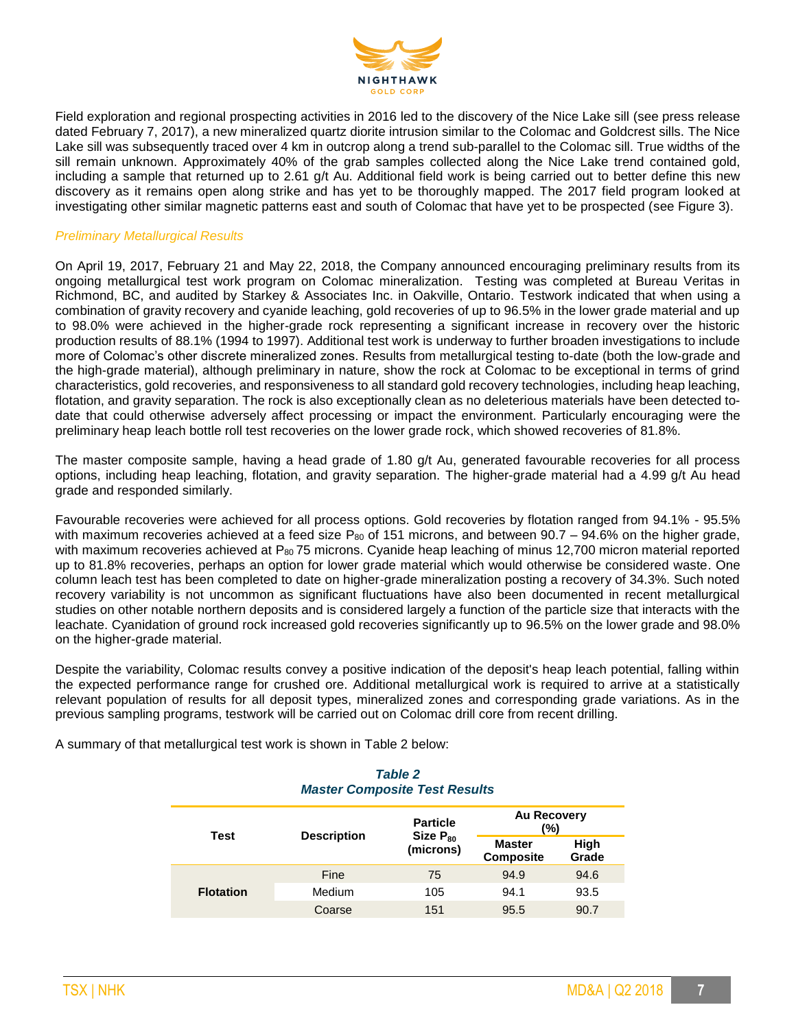Field exploration and regional prospecting activities in 2016 led to the discovery of the Nice Lake sill (see press release dated February 7, 2017), a new mineralized quartz diorite intrusion similar to the Colomac and Goldcrest sills. The Nice Lake sill was subsequently traced over 4 km in outcrop along a trend sub-parallel to the Colomac sill. True widths of the sill remain unknown. Approximately 40% of the grab samples collected along the Nice Lake trend contained gold, including a sample that returned up to 2.61 g/t Au. Additional field work is being carried out to better define this new discovery as it remains open along strike and has yet to be thoroughly mapped. The 2017 field program looked at investigating other similar magnetic patterns east and south of Colomac that have yet to be prospected (see Figure 3).

*Preliminary Metallurgical Results*

On April 19, 2017, February 21 and May 22, 2018, the Company announced encouraging preliminary results from its ongoing metallurgical test work program on Colomac mineralization. Testing was completed at Bureau Veritas in Richmond, BC, and audited by Starkey & Associates Inc. in Oakville, Ontario. Testwork indicated that when using a combination of gravity recovery and cyanide leaching, gold recoveries of up to 96.5% in the lower grade material and up to 98.0% were achieved in the higher-grade rock representing a significant increase in recovery over the historic production results of 88.1% (1994 to 1997). Additional test work is underway to further broaden investigations to include more of Colomac's other discrete mineralized zones. Results from metallurgical testing to-date (both the low-grade and the high-grade material), although preliminary in nature, show the rock at Colomac to be exceptional in terms of grind characteristics, gold recoveries, and responsiveness to all standard gold recovery technologies, including heap leaching, flotation, and gravity separation. The rock is also exceptionally clean as no deleterious materials have been detected to-date that could otherwise adversely affect processing or impact the environment. Particularly encouraging were the preliminary heap leach bottle roll test recoveries on the lower grade rock, which showed recoveries of 81.8%.

The master composite sample, having a head grade of 1.80 g/t Au, generated favourable recoveries for all process options, including heap leaching, flotation, and gravity separation. The higher-grade material had a 4.99 g/t Au head grade and responded similarly.

Favourable recoveries were achieved for all process options. Gold recoveries by flotation ranged from 94.1% - 95.5% with maximum recoveries achieved at a feed size $P_{80}$ of 151 microns, and between 90.7 – 94.6% on the higher grade, with maximum recoveries achieved at $P_{80}$ 75 microns. Cyanide heap leaching of minus 12,700 micron material reported up to 81.8% recoveries, perhaps an option for lower grade material which would otherwise be considered waste. One column leach test has been completed to date on higher-grade mineralization posting a recovery of 34.3%. Such noted recovery variability is not uncommon as significant fluctuations have also been documented in recent metallurgical studies on other notable northern deposits and is considered largely a function of the particle size that interacts with the leachate. Cyanidation of ground rock increased gold recoveries significantly up to 96.5% on the lower grade and 98.0% on the higher-grade material.

Despite the variability, Colomac results convey a positive indication of the deposit's heap leach potential, falling within the expected performance range for crushed ore. Additional metallurgical work is required to arrive at a statistically relevant population of results for all deposit types, mineralized zones and corresponding grade variations. As in the previous sampling programs, testwork will be carried out on Colomac drill core from recent drilling.

A summary of that metallurgical test work is shown in Table 2 below:

***Table 2***
***Master Composite Test Results***

| Test | Description | Particle Size $P_{80}$ (microns) | Au Recovery (%) | |
|---|---|---|---|---|
| | | | Master Composite | High Grade |
| Flotation | Fine | 75 | 94.9 | 94.6 |
| | Medium | 105 | 94.1 | 93.5 |
| | Coarse | 151 | 95.5 | 90.7 |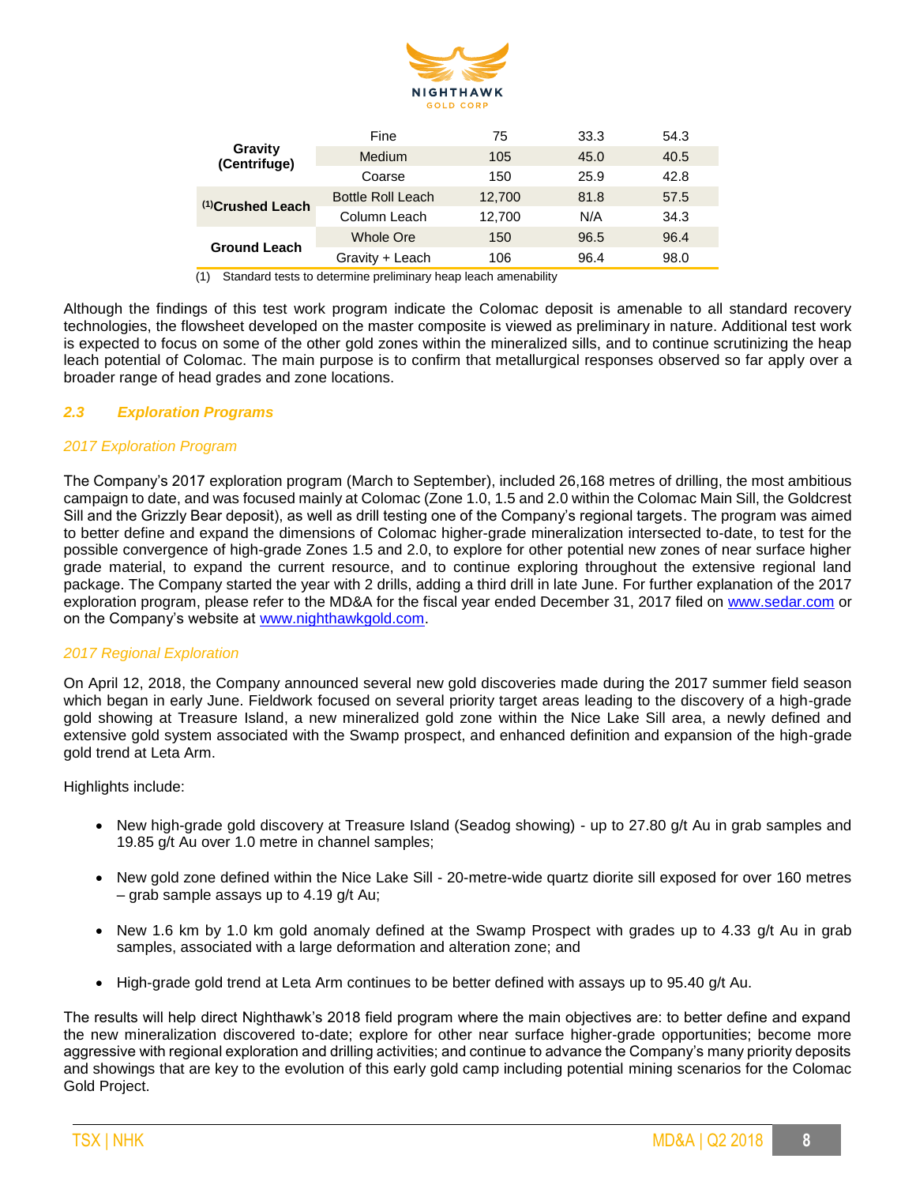| | | | | |
|---|---|---|---|---|
| **Gravity (Centrifuge)** | Fine | 75 | 33.3 | 54.3 |
| | Medium | 105 | 45.0 | 40.5 |
| | Coarse | 150 | 25.9 | 42.8 |
| **(1)Crushed Leach** | Bottle Roll Leach | 12,700 | 81.8 | 57.5 |
| | Column Leach | 12,700 | N/A | 34.3 |
| **Ground Leach** | Whole Ore | 150 | 96.5 | 96.4 |
| | Gravity + Leach | 106 | 96.4 | 98.0 |

(1) Standard tests to determine preliminary heap leach amenability

Although the findings of this test work program indicate the Colomac deposit is amenable to all standard recovery technologies, the flowsheet developed on the master composite is viewed as preliminary in nature. Additional test work is expected to focus on some of the other gold zones within the mineralized sills, and to continue scrutinizing the heap leach potential of Colomac. The main purpose is to confirm that metallurgical responses observed so far apply over a broader range of head grades and zone locations.

### *2.3 Exploration Programs*

*2017 Exploration Program*

The Company's 2017 exploration program (March to September), included 26,168 metres of drilling, the most ambitious campaign to date, and was focused mainly at Colomac (Zone 1.0, 1.5 and 2.0 within the Colomac Main Sill, the Goldcrest Sill and the Grizzly Bear deposit), as well as drill testing one of the Company's regional targets. The program was aimed to better define and expand the dimensions of Colomac higher-grade mineralization intersected to-date, to test for the possible convergence of high-grade Zones 1.5 and 2.0, to explore for other potential new zones of near surface higher grade material, to expand the current resource, and to continue exploring throughout the extensive regional land package. The Company started the year with 2 drills, adding a third drill in late June. For further explanation of the 2017 exploration program, please refer to the MD&A for the fiscal year ended December 31, 2017 filed on www.sedar.com or on the Company's website at www.nighthawkgold.com.

*2017 Regional Exploration*

On April 12, 2018, the Company announced several new gold discoveries made during the 2017 summer field season which began in early June. Fieldwork focused on several priority target areas leading to the discovery of a high-grade gold showing at Treasure Island, a new mineralized gold zone within the Nice Lake Sill area, a newly defined and extensive gold system associated with the Swamp prospect, and enhanced definition and expansion of the high-grade gold trend at Leta Arm.

Highlights include:

- New high-grade gold discovery at Treasure Island (Seadog showing) - up to 27.80 g/t Au in grab samples and 19.85 g/t Au over 1.0 metre in channel samples;
- New gold zone defined within the Nice Lake Sill - 20-metre-wide quartz diorite sill exposed for over 160 metres – grab sample assays up to 4.19 g/t Au;
- New 1.6 km by 1.0 km gold anomaly defined at the Swamp Prospect with grades up to 4.33 g/t Au in grab samples, associated with a large deformation and alteration zone; and
- High-grade gold trend at Leta Arm continues to be better defined with assays up to 95.40 g/t Au.

The results will help direct Nighthawk's 2018 field program where the main objectives are: to better define and expand the new mineralization discovered to-date; explore for other near surface higher-grade opportunities; become more aggressive with regional exploration and drilling activities; and continue to advance the Company's many priority deposits and showings that are key to the evolution of this early gold camp including potential mining scenarios for the Colomac Gold Project.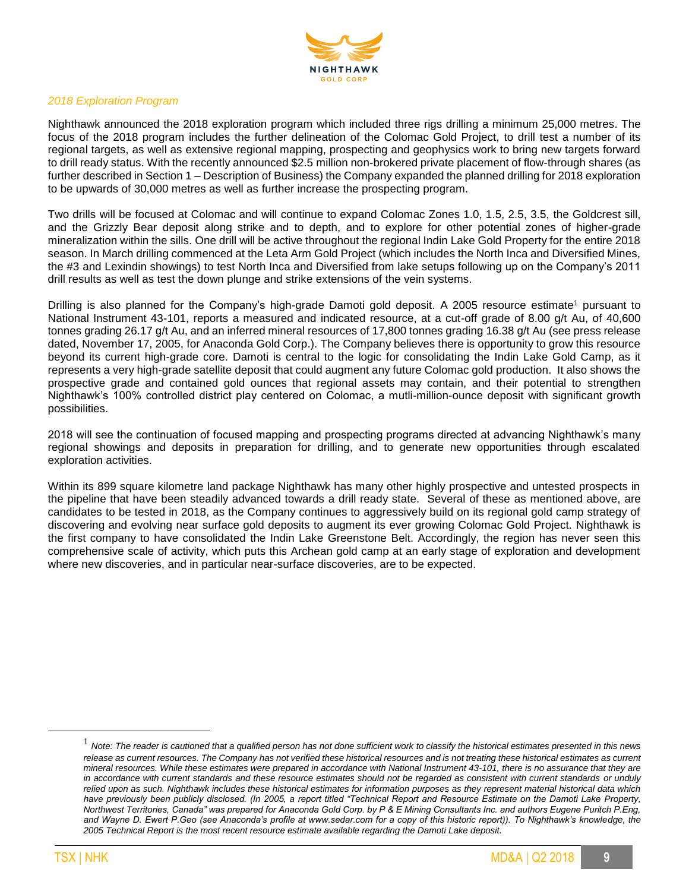*2018 Exploration Program*

Nighthawk announced the 2018 exploration program which included three rigs drilling a minimum 25,000 metres. The focus of the 2018 program includes the further delineation of the Colomac Gold Project, to drill test a number of its regional targets, as well as extensive regional mapping, prospecting and geophysics work to bring new targets forward to drill ready status. With the recently announced $2.5 million non-brokered private placement of flow-through shares (as further described in Section 1 – Description of Business) the Company expanded the planned drilling for 2018 exploration to be upwards of 30,000 metres as well as further increase the prospecting program.

Two drills will be focused at Colomac and will continue to expand Colomac Zones 1.0, 1.5, 2.5, 3.5, the Goldcrest sill, and the Grizzly Bear deposit along strike and to depth, and to explore for other potential zones of higher-grade mineralization within the sills. One drill will be active throughout the regional Indin Lake Gold Property for the entire 2018 season. In March drilling commenced at the Leta Arm Gold Project (which includes the North Inca and Diversified Mines, the #3 and Lexindin showings) to test North Inca and Diversified from lake setups following up on the Company's 2011 drill results as well as test the down plunge and strike extensions of the vein systems.

Drilling is also planned for the Company's high-grade Damoti gold deposit. A 2005 resource estimate[1] pursuant to National Instrument 43-101, reports a measured and indicated resource, at a cut-off grade of 8.00 g/t Au, of 40,600 tonnes grading 26.17 g/t Au, and an inferred mineral resources of 17,800 tonnes grading 16.38 g/t Au (see press release dated, November 17, 2005, for Anaconda Gold Corp.). The Company believes there is opportunity to grow this resource beyond its current high-grade core. Damoti is central to the logic for consolidating the Indin Lake Gold Camp, as it represents a very high-grade satellite deposit that could augment any future Colomac gold production. It also shows the prospective grade and contained gold ounces that regional assets may contain, and their potential to strengthen Nighthawk's 100% controlled district play centered on Colomac, a mutli-million-ounce deposit with significant growth possibilities.

2018 will see the continuation of focused mapping and prospecting programs directed at advancing Nighthawk's many regional showings and deposits in preparation for drilling, and to generate new opportunities through escalated exploration activities.

Within its 899 square kilometre land package Nighthawk has many other highly prospective and untested prospects in the pipeline that have been steadily advanced towards a drill ready state. Several of these as mentioned above, are candidates to be tested in 2018, as the Company continues to aggressively build on its regional gold camp strategy of discovering and evolving near surface gold deposits to augment its ever growing Colomac Gold Project. Nighthawk is the first company to have consolidated the Indin Lake Greenstone Belt. Accordingly, the region has never seen this comprehensive scale of activity, which puts this Archean gold camp at an early stage of exploration and development where new discoveries, and in particular near-surface discoveries, are to be expected.

---

[1] *Note: The reader is cautioned that a qualified person has not done sufficient work to classify the historical estimates presented in this news release as current resources. The Company has not verified these historical resources and is not treating these historical estimates as current mineral resources. While these estimates were prepared in accordance with National Instrument 43-101, there is no assurance that they are in accordance with current standards and these resource estimates should not be regarded as consistent with current standards or unduly relied upon as such. Nighthawk includes these historical estimates for information purposes as they represent material historical data which have previously been publicly disclosed. (In 2005, a report titled "Technical Report and Resource Estimate on the Damoti Lake Property, Northwest Territories, Canada" was prepared for Anaconda Gold Corp. by P & E Mining Consultants Inc. and authors Eugene Puritch P.Eng, and Wayne D. Ewert P.Geo (see Anaconda's profile at www.sedar.com for a copy of this historic report)). To Nighthawk's knowledge, the 2005 Technical Report is the most recent resource estimate available regarding the Damoti Lake deposit.*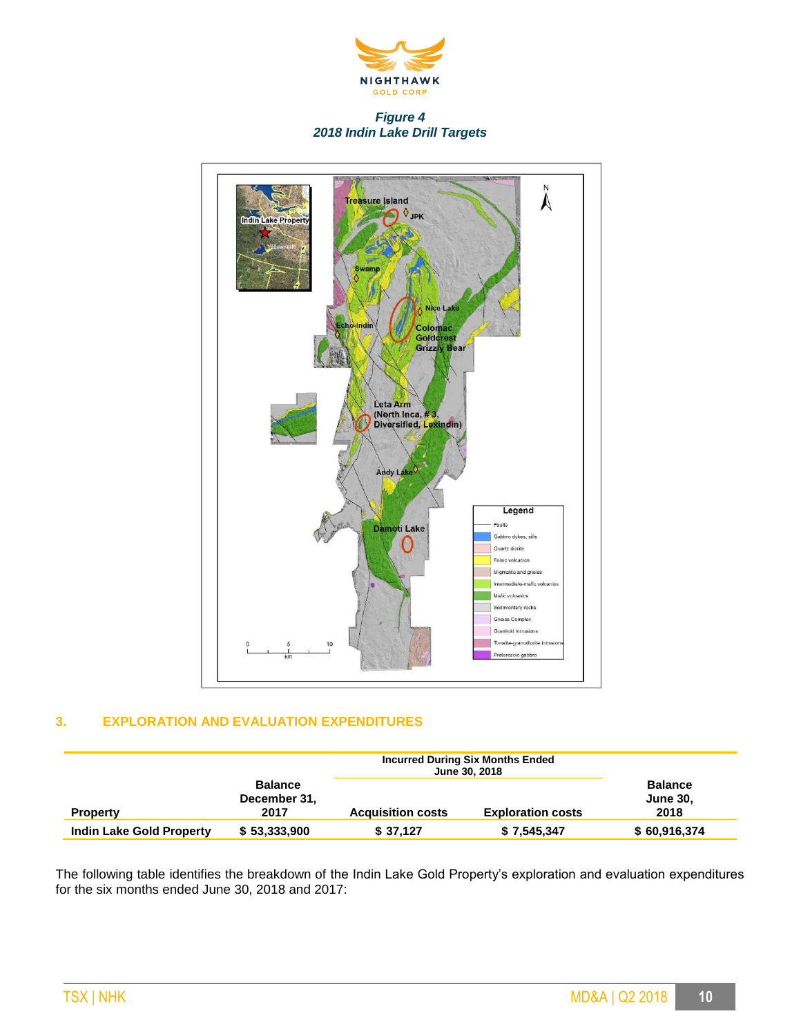*Figure 4*
*2018 Indin Lake Drill Targets*

## 3. EXPLORATION AND EVALUATION EXPENDITURES

| Property | Balance December 31, 2017 | Incurred During Six Months Ended June 30, 2018 | | Balance June 30, 2018 |
|---|---|---|---|---|
| | | Acquisition costs | Exploration costs | |
| **Indin Lake Gold Property** | **$ 53,333,900** | **$ 37,127** | **$ 7,545,347** | **$ 60,916,374** |

The following table identifies the breakdown of the Indin Lake Gold Property's exploration and evaluation expenditures for the six months ended June 30, 2018 and 2017: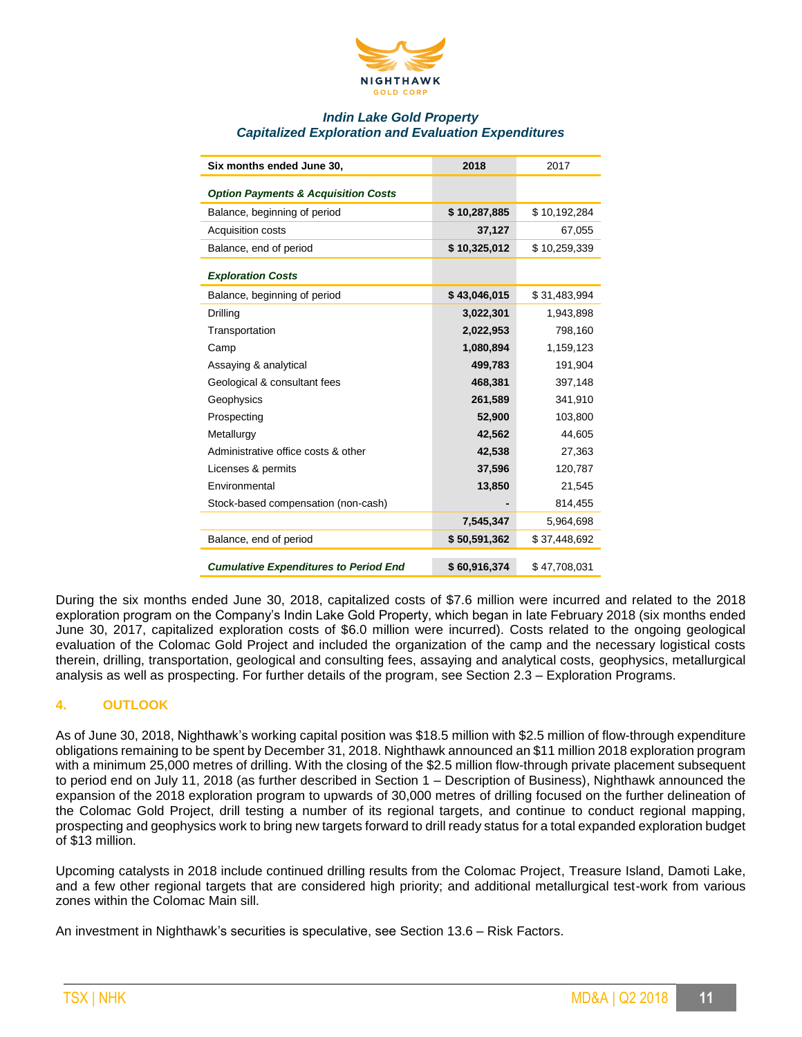### *Indin Lake Gold Property*
### *Capitalized Exploration and Evaluation Expenditures*

| Six months ended June 30, | 2018 | 2017 |
|---|---|---|
| ***Option Payments & Acquisition Costs*** | | |
| Balance, beginning of period | **$ 10,287,885** | $ 10,192,284 |
| Acquisition costs | **37,127** | 67,055 |
| Balance, end of period | **$ 10,325,012** | $ 10,259,339 |
| ***Exploration Costs*** | | |
| Balance, beginning of period | **$ 43,046,015** | $ 31,483,994 |
| Drilling | **3,022,301** | 1,943,898 |
| Transportation | **2,022,953** | 798,160 |
| Camp | **1,080,894** | 1,159,123 |
| Assaying & analytical | **499,783** | 191,904 |
| Geological & consultant fees | **468,381** | 397,148 |
| Geophysics | **261,589** | 341,910 |
| Prospecting | **52,900** | 103,800 |
| Metallurgy | **42,562** | 44,605 |
| Administrative office costs & other | **42,538** | 27,363 |
| Licenses & permits | **37,596** | 120,787 |
| Environmental | **13,850** | 21,545 |
| Stock-based compensation (non-cash) | **-** | 814,455 |
| | **7,545,347** | 5,964,698 |
| Balance, end of period | **$ 50,591,362** | $ 37,448,692 |
| ***Cumulative Expenditures to Period End*** | **$ 60,916,374** | $ 47,708,031 |

During the six months ended June 30, 2018, capitalized costs of $7.6 million were incurred and related to the 2018 exploration program on the Company's Indin Lake Gold Property, which began in late February 2018 (six months ended June 30, 2017, capitalized exploration costs of $6.0 million were incurred). Costs related to the ongoing geological evaluation of the Colomac Gold Project and included the organization of the camp and the necessary logistical costs therein, drilling, transportation, geological and consulting fees, assaying and analytical costs, geophysics, metallurgical analysis as well as prospecting. For further details of the program, see Section 2.3 – Exploration Programs.

## 4. OUTLOOK

As of June 30, 2018, Nighthawk's working capital position was $18.5 million with $2.5 million of flow-through expenditure obligations remaining to be spent by December 31, 2018. Nighthawk announced an $11 million 2018 exploration program with a minimum 25,000 metres of drilling. With the closing of the $2.5 million flow-through private placement subsequent to period end on July 11, 2018 (as further described in Section 1 – Description of Business), Nighthawk announced the expansion of the 2018 exploration program to upwards of 30,000 metres of drilling focused on the further delineation of the Colomac Gold Project, drill testing a number of its regional targets, and continue to conduct regional mapping, prospecting and geophysics work to bring new targets forward to drill ready status for a total expanded exploration budget of $13 million.

Upcoming catalysts in 2018 include continued drilling results from the Colomac Project, Treasure Island, Damoti Lake, and a few other regional targets that are considered high priority; and additional metallurgical test-work from various zones within the Colomac Main sill.

An investment in Nighthawk's securities is speculative, see Section 13.6 – Risk Factors.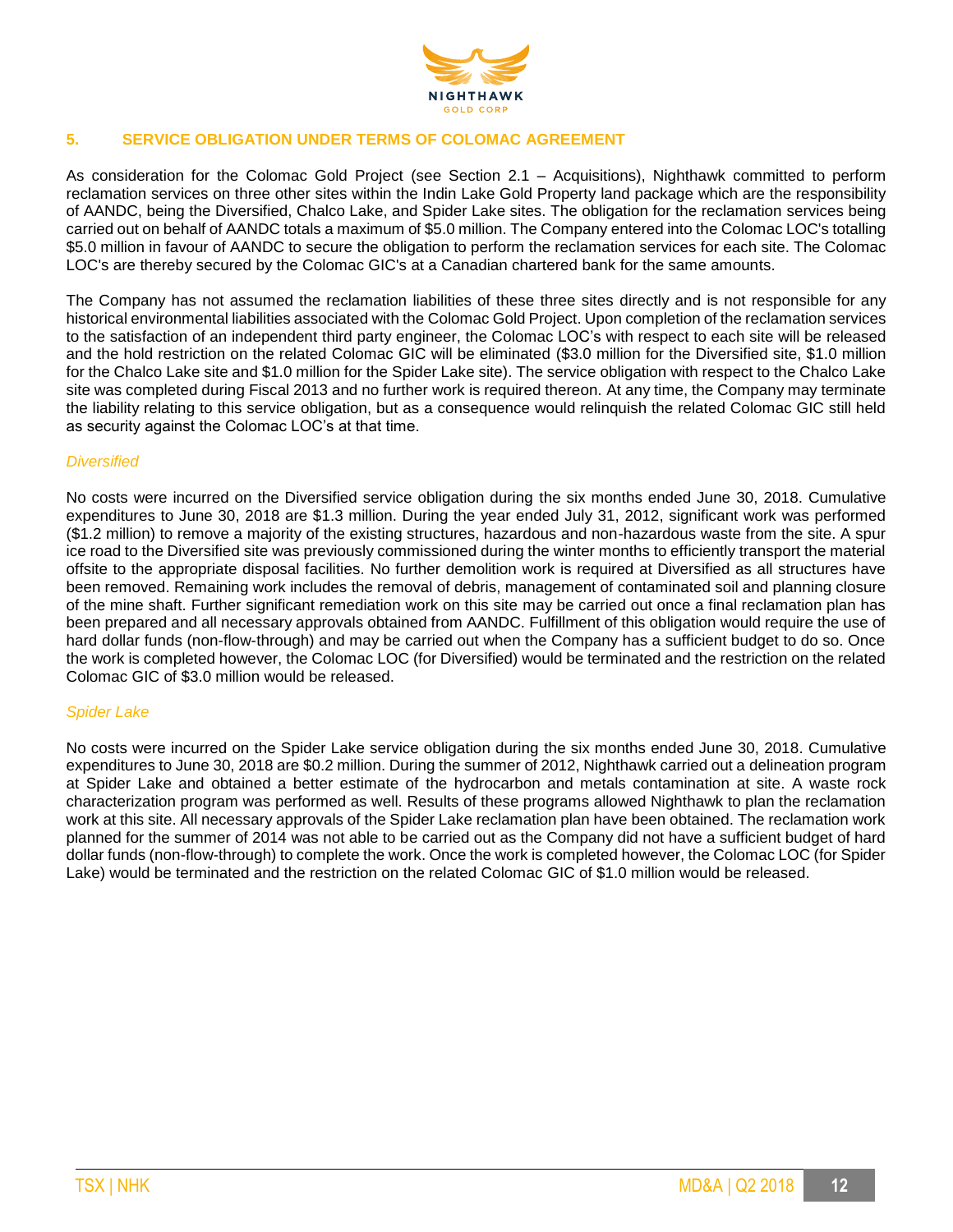## 5. SERVICE OBLIGATION UNDER TERMS OF COLOMAC AGREEMENT

As consideration for the Colomac Gold Project (see Section 2.1 – Acquisitions), Nighthawk committed to perform reclamation services on three other sites within the Indin Lake Gold Property land package which are the responsibility of AANDC, being the Diversified, Chalco Lake, and Spider Lake sites. The obligation for the reclamation services being carried out on behalf of AANDC totals a maximum of $5.0 million. The Company entered into the Colomac LOC's totalling $5.0 million in favour of AANDC to secure the obligation to perform the reclamation services for each site. The Colomac LOC's are thereby secured by the Colomac GIC's at a Canadian chartered bank for the same amounts.

The Company has not assumed the reclamation liabilities of these three sites directly and is not responsible for any historical environmental liabilities associated with the Colomac Gold Project. Upon completion of the reclamation services to the satisfaction of an independent third party engineer, the Colomac LOC's with respect to each site will be released and the hold restriction on the related Colomac GIC will be eliminated ($3.0 million for the Diversified site, $1.0 million for the Chalco Lake site and $1.0 million for the Spider Lake site). The service obligation with respect to the Chalco Lake site was completed during Fiscal 2013 and no further work is required thereon. At any time, the Company may terminate the liability relating to this service obligation, but as a consequence would relinquish the related Colomac GIC still held as security against the Colomac LOC's at that time.

*Diversified*

No costs were incurred on the Diversified service obligation during the six months ended June 30, 2018. Cumulative expenditures to June 30, 2018 are $1.3 million. During the year ended July 31, 2012, significant work was performed ($1.2 million) to remove a majority of the existing structures, hazardous and non-hazardous waste from the site. A spur ice road to the Diversified site was previously commissioned during the winter months to efficiently transport the material offsite to the appropriate disposal facilities. No further demolition work is required at Diversified as all structures have been removed. Remaining work includes the removal of debris, management of contaminated soil and planning closure of the mine shaft. Further significant remediation work on this site may be carried out once a final reclamation plan has been prepared and all necessary approvals obtained from AANDC. Fulfillment of this obligation would require the use of hard dollar funds (non-flow-through) and may be carried out when the Company has a sufficient budget to do so. Once the work is completed however, the Colomac LOC (for Diversified) would be terminated and the restriction on the related Colomac GIC of $3.0 million would be released.

*Spider Lake*

No costs were incurred on the Spider Lake service obligation during the six months ended June 30, 2018. Cumulative expenditures to June 30, 2018 are $0.2 million. During the summer of 2012, Nighthawk carried out a delineation program at Spider Lake and obtained a better estimate of the hydrocarbon and metals contamination at site. A waste rock characterization program was performed as well. Results of these programs allowed Nighthawk to plan the reclamation work at this site. All necessary approvals of the Spider Lake reclamation plan have been obtained. The reclamation work planned for the summer of 2014 was not able to be carried out as the Company did not have a sufficient budget of hard dollar funds (non-flow-through) to complete the work. Once the work is completed however, the Colomac LOC (for Spider Lake) would be terminated and the restriction on the related Colomac GIC of $1.0 million would be released.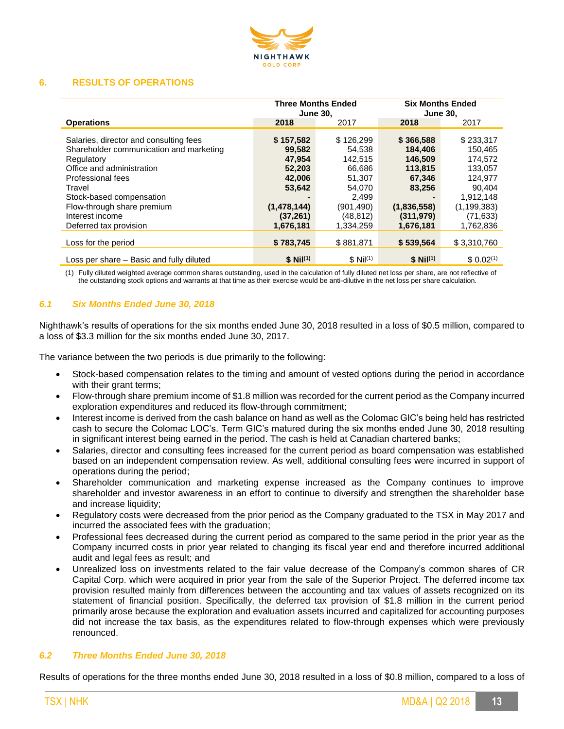## 6. RESULTS OF OPERATIONS

| Operations | Three Months Ended June 30, 2018 | Three Months Ended June 30, 2017 | Six Months Ended June 30, 2018 | Six Months Ended June 30, 2017 |
|---|---|---|---|---|
| Salaries, director and consulting fees | **$ 157,582** | $ 126,299 | **$ 366,588** | $ 233,317 |
| Shareholder communication and marketing | **99,582** | 54,538 | **184,406** | 150,465 |
| Regulatory | **47,954** | 142,515 | **146,509** | 174,572 |
| Office and administration | **52,203** | 66,686 | **113,815** | 133,057 |
| Professional fees | **42,006** | 51,307 | **67,346** | 124,977 |
| Travel | **53,642** | 54,070 | **83,256** | 90,404 |
| Stock-based compensation | **-** | 2,499 | **-** | 1,912,148 |
| Flow-through share premium | **(1,478,144)** | (901,490) | **(1,836,558)** | (1,199,383) |
| Interest income | **(37,261)** | (48,812) | **(311,979)** | (71,633) |
| Deferred tax provision | **1,676,181** | 1,334,259 | **1,676,181** | 1,762,836 |
| Loss for the period | **$ 783,745** | $ 881,871 | **$ 539,564** | $ 3,310,760 |
| Loss per share – Basic and fully diluted | **$ Nil(1)** | $ Nil(1) | **$ Nil(1)** | $ 0.02(1) |

(1) Fully diluted weighted average common shares outstanding, used in the calculation of fully diluted net loss per share, are not reflective of the outstanding stock options and warrants at that time as their exercise would be anti-dilutive in the net loss per share calculation.

### *6.1 Six Months Ended June 30, 2018*

Nighthawk's results of operations for the six months ended June 30, 2018 resulted in a loss of $0.5 million, compared to a loss of $3.3 million for the six months ended June 30, 2017.

The variance between the two periods is due primarily to the following:

- Stock-based compensation relates to the timing and amount of vested options during the period in accordance with their grant terms;
- Flow-through share premium income of $1.8 million was recorded for the current period as the Company incurred exploration expenditures and reduced its flow-through commitment;
- Interest income is derived from the cash balance on hand as well as the Colomac GIC's being held has restricted cash to secure the Colomac LOC's. Term GIC's matured during the six months ended June 30, 2018 resulting in significant interest being earned in the period. The cash is held at Canadian chartered banks;
- Salaries, director and consulting fees increased for the current period as board compensation was established based on an independent compensation review. As well, additional consulting fees were incurred in support of operations during the period;
- Shareholder communication and marketing expense increased as the Company continues to improve shareholder and investor awareness in an effort to continue to diversify and strengthen the shareholder base and increase liquidity;
- Regulatory costs were decreased from the prior period as the Company graduated to the TSX in May 2017 and incurred the associated fees with the graduation;
- Professional fees decreased during the current period as compared to the same period in the prior year as the Company incurred costs in prior year related to changing its fiscal year end and therefore incurred additional audit and legal fees as result; and
- Unrealized loss on investments related to the fair value decrease of the Company's common shares of CR Capital Corp. which were acquired in prior year from the sale of the Superior Project. The deferred income tax provision resulted mainly from differences between the accounting and tax values of assets recognized on its statement of financial position. Specifically, the deferred tax provision of $1.8 million in the current period primarily arose because the exploration and evaluation assets incurred and capitalized for accounting purposes did not increase the tax basis, as the expenditures related to flow-through expenses which were previously renounced.

### *6.2 Three Months Ended June 30, 2018*

Results of operations for the three months ended June 30, 2018 resulted in a loss of $0.8 million, compared to a loss of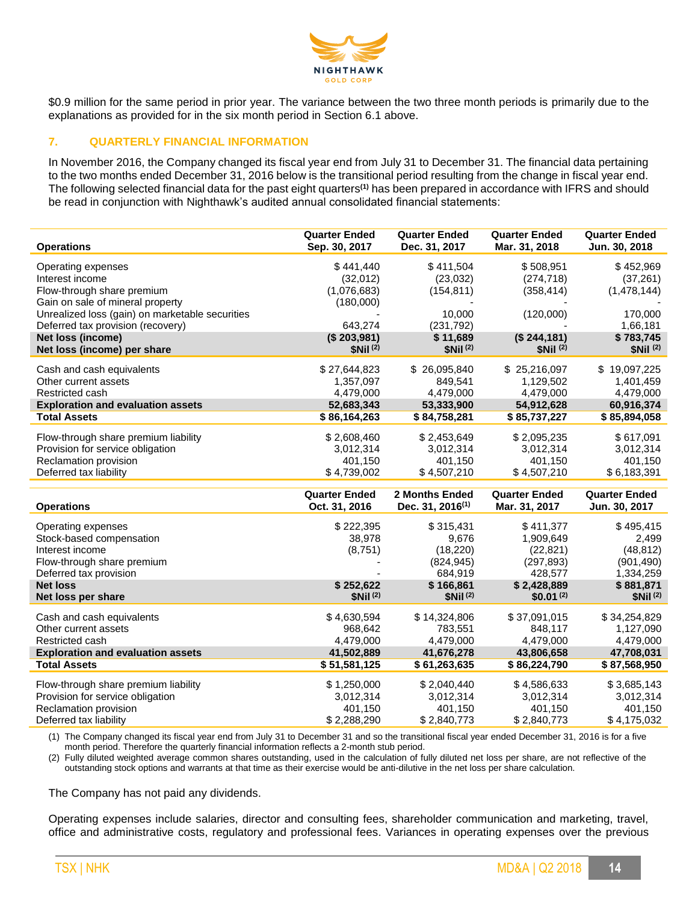$0.9 million for the same period in prior year. The variance between the two three month periods is primarily due to the explanations as provided for in the six month period in Section 6.1 above.

## 7. QUARTERLY FINANCIAL INFORMATION

In November 2016, the Company changed its fiscal year end from July 31 to December 31. The financial data pertaining to the two months ended December 31, 2016 below is the transitional period resulting from the change in fiscal year end. The following selected financial data for the past eight quarters[1] has been prepared in accordance with IFRS and should be read in conjunction with Nighthawk's audited annual consolidated financial statements:

| Operations | Quarter Ended Sep. 30, 2017 | Quarter Ended Dec. 31, 2017 | Quarter Ended Mar. 31, 2018 | Quarter Ended Jun. 30, 2018 |
|---|---|---|---|---|
| Operating expenses | $ 441,440 | $ 411,504 | $ 508,951 | $ 452,969 |
| Interest income | (32,012) | (23,032) | (274,718) | (37,261) |
| Flow-through share premium | (1,076,683) | (154,811) | (358,414) | (1,478,144) |
| Gain on sale of mineral property | (180,000) | - | - | - |
| Unrealized loss (gain) on marketable securities | - | 10,000 | (120,000) | 170,000 |
| Deferred tax provision (recovery) | 643,274 | (231,792) | - | 1,66,181 |
| **Net loss (income)** | **($ 203,981)** | **$ 11,689** | **($ 244,181)** | **$ 783,745** |
| **Net loss (income) per share** | **$Nil [2]** | **$Nil [2]** | **$Nil [2]** | **$Nil [2]** |
| Cash and cash equivalents | $ 27,644,823 | $ 26,095,840 | $ 25,216,097 | $ 19,097,225 |
| Other current assets | 1,357,097 | 849,541 | 1,129,502 | 1,401,459 |
| Restricted cash | 4,479,000 | 4,479,000 | 4,479,000 | 4,479,000 |
| **Exploration and evaluation assets** | **52,683,343** | **53,333,900** | **54,912,628** | **60,916,374** |
| **Total Assets** | **$ 86,164,263** | **$ 84,758,281** | **$ 85,737,227** | **$ 85,894,058** |
| Flow-through share premium liability | $ 2,608,460 | $ 2,453,649 | $ 2,095,235 | $ 617,091 |
| Provision for service obligation | 3,012,314 | 3,012,314 | 3,012,314 | 3,012,314 |
| Reclamation provision | 401,150 | 401,150 | 401,150 | 401,150 |
| Deferred tax liability | $ 4,739,002 | $ 4,507,210 | $ 4,507,210 | $ 6,183,391 |

| Operations | Quarter Ended Oct. 31, 2016 | 2 Months Ended Dec. 31, 2016[1] | Quarter Ended Mar. 31, 2017 | Quarter Ended Jun. 30, 2017 |
|---|---|---|---|---|
| Operating expenses | $ 222,395 | $ 315,431 | $ 411,377 | $ 495,415 |
| Stock-based compensation | 38,978 | 9,676 | 1,909,649 | 2,499 |
| Interest income | (8,751) | (18,220) | (22,821) | (48,812) |
| Flow-through share premium | - | (824,945) | (297,893) | (901,490) |
| Deferred tax provision | - | 684,919 | 428,577 | 1,334,259 |
| **Net loss** | **$ 252,622** | **$ 166,861** | **$ 2,428,889** | **$ 881,871** |
| **Net loss per share** | **$Nil [2]** | **$Nil [2]** | **$0.01 [2]** | **$Nil [2]** |
| Cash and cash equivalents | $ 4,630,594 | $ 14,324,806 | $ 37,091,015 | $ 34,254,829 |
| Other current assets | 968,642 | 783,551 | 848,117 | 1,127,090 |
| Restricted cash | 4,479,000 | 4,479,000 | 4,479,000 | 4,479,000 |
| **Exploration and evaluation assets** | **41,502,889** | **41,676,278** | **43,806,658** | **47,708,031** |
| **Total Assets** | **$ 51,581,125** | **$ 61,263,635** | **$ 86,224,790** | **$ 87,568,950** |
| Flow-through share premium liability | $ 1,250,000 | $ 2,040,440 | $ 4,586,633 | $ 3,685,143 |
| Provision for service obligation | 3,012,314 | 3,012,314 | 3,012,314 | 3,012,314 |
| Reclamation provision | 401,150 | 401,150 | 401,150 | 401,150 |
| Deferred tax liability | $ 2,288,290 | $ 2,840,773 | $ 2,840,773 | $ 4,175,032 |

(1) The Company changed its fiscal year end from July 31 to December 31 and so the transitional fiscal year ended December 31, 2016 is for a five month period. Therefore the quarterly financial information reflects a 2-month stub period.

(2) Fully diluted weighted average common shares outstanding, used in the calculation of fully diluted net loss per share, are not reflective of the outstanding stock options and warrants at that time as their exercise would be anti-dilutive in the net loss per share calculation.

The Company has not paid any dividends.

Operating expenses include salaries, director and consulting fees, shareholder communication and marketing, travel, office and administrative costs, regulatory and professional fees. Variances in operating expenses over the previous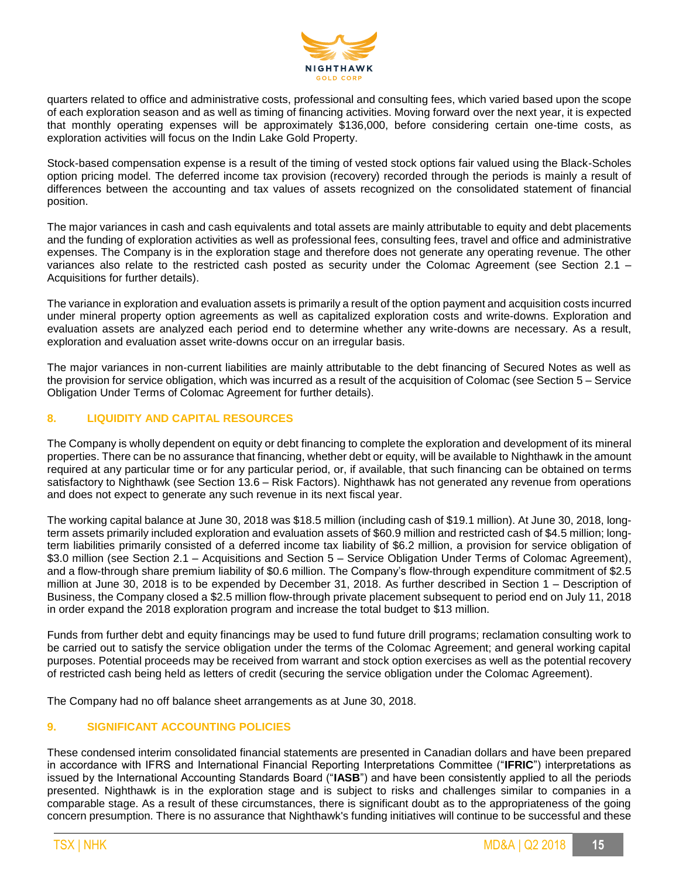quarters related to office and administrative costs, professional and consulting fees, which varied based upon the scope of each exploration season and as well as timing of financing activities. Moving forward over the next year, it is expected that monthly operating expenses will be approximately $136,000, before considering certain one-time costs, as exploration activities will focus on the Indin Lake Gold Property.

Stock-based compensation expense is a result of the timing of vested stock options fair valued using the Black-Scholes option pricing model. The deferred income tax provision (recovery) recorded through the periods is mainly a result of differences between the accounting and tax values of assets recognized on the consolidated statement of financial position.

The major variances in cash and cash equivalents and total assets are mainly attributable to equity and debt placements and the funding of exploration activities as well as professional fees, consulting fees, travel and office and administrative expenses. The Company is in the exploration stage and therefore does not generate any operating revenue. The other variances also relate to the restricted cash posted as security under the Colomac Agreement (see Section 2.1 – Acquisitions for further details).

The variance in exploration and evaluation assets is primarily a result of the option payment and acquisition costs incurred under mineral property option agreements as well as capitalized exploration costs and write-downs. Exploration and evaluation assets are analyzed each period end to determine whether any write-downs are necessary. As a result, exploration and evaluation asset write-downs occur on an irregular basis.

The major variances in non-current liabilities are mainly attributable to the debt financing of Secured Notes as well as the provision for service obligation, which was incurred as a result of the acquisition of Colomac (see Section 5 – Service Obligation Under Terms of Colomac Agreement for further details).

## 8. LIQUIDITY AND CAPITAL RESOURCES

The Company is wholly dependent on equity or debt financing to complete the exploration and development of its mineral properties. There can be no assurance that financing, whether debt or equity, will be available to Nighthawk in the amount required at any particular time or for any particular period, or, if available, that such financing can be obtained on terms satisfactory to Nighthawk (see Section 13.6 – Risk Factors). Nighthawk has not generated any revenue from operations and does not expect to generate any such revenue in its next fiscal year.

The working capital balance at June 30, 2018 was $18.5 million (including cash of $19.1 million). At June 30, 2018, long-term assets primarily included exploration and evaluation assets of $60.9 million and restricted cash of $4.5 million; long-term liabilities primarily consisted of a deferred income tax liability of $6.2 million, a provision for service obligation of $3.0 million (see Section 2.1 – Acquisitions and Section 5 – Service Obligation Under Terms of Colomac Agreement), and a flow-through share premium liability of $0.6 million. The Company's flow-through expenditure commitment of $2.5 million at June 30, 2018 is to be expended by December 31, 2018. As further described in Section 1 – Description of Business, the Company closed a $2.5 million flow-through private placement subsequent to period end on July 11, 2018 in order expand the 2018 exploration program and increase the total budget to $13 million.

Funds from further debt and equity financings may be used to fund future drill programs; reclamation consulting work to be carried out to satisfy the service obligation under the terms of the Colomac Agreement; and general working capital purposes. Potential proceeds may be received from warrant and stock option exercises as well as the potential recovery of restricted cash being held as letters of credit (securing the service obligation under the Colomac Agreement).

The Company had no off balance sheet arrangements as at June 30, 2018.

## 9. SIGNIFICANT ACCOUNTING POLICIES

These condensed interim consolidated financial statements are presented in Canadian dollars and have been prepared in accordance with IFRS and International Financial Reporting Interpretations Committee ("**IFRIC**") interpretations as issued by the International Accounting Standards Board ("**IASB**") and have been consistently applied to all the periods presented. Nighthawk is in the exploration stage and is subject to risks and challenges similar to companies in a comparable stage. As a result of these circumstances, there is significant doubt as to the appropriateness of the going concern presumption. There is no assurance that Nighthawk's funding initiatives will continue to be successful and these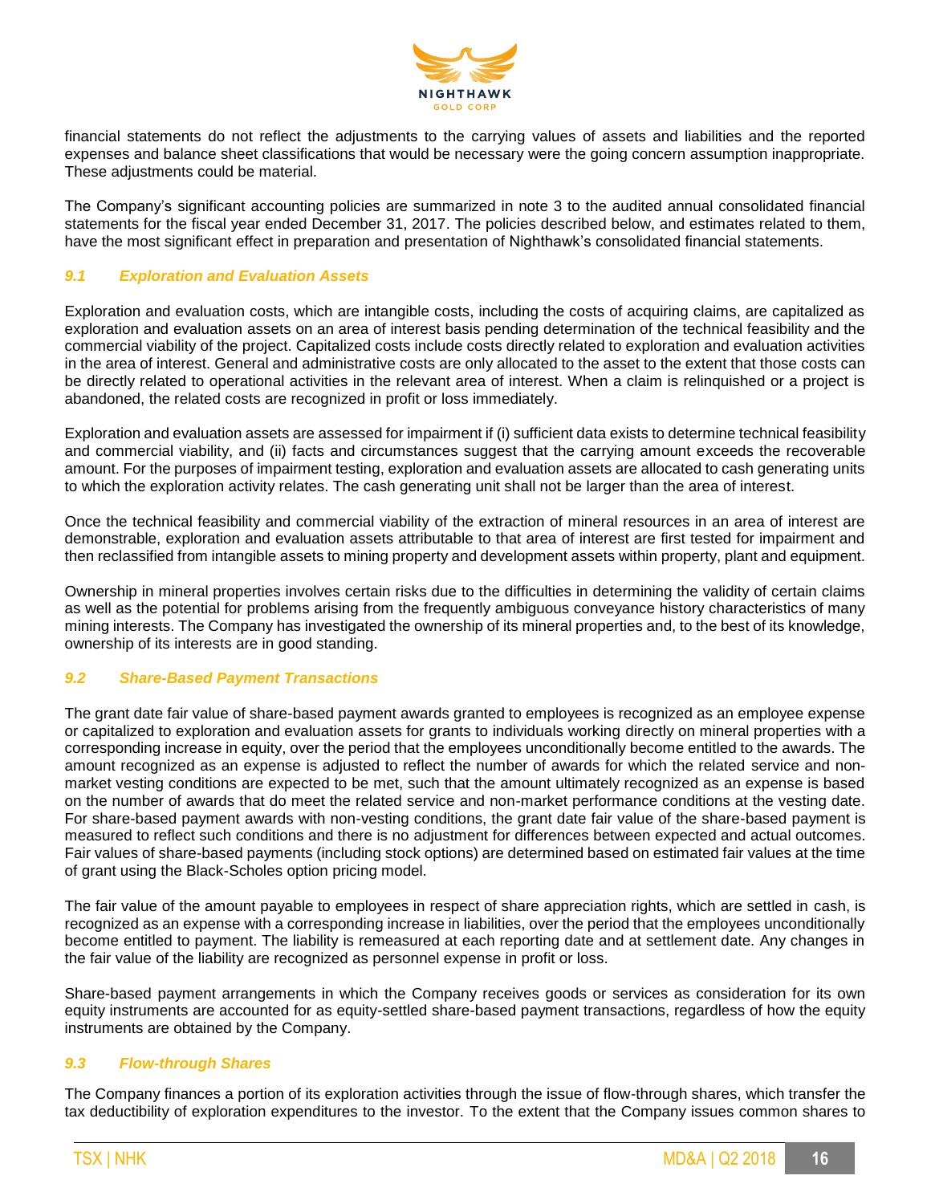financial statements do not reflect the adjustments to the carrying values of assets and liabilities and the reported expenses and balance sheet classifications that would be necessary were the going concern assumption inappropriate. These adjustments could be material.

The Company's significant accounting policies are summarized in note 3 to the audited annual consolidated financial statements for the fiscal year ended December 31, 2017. The policies described below, and estimates related to them, have the most significant effect in preparation and presentation of Nighthawk's consolidated financial statements.

### *9.1 Exploration and Evaluation Assets*

Exploration and evaluation costs, which are intangible costs, including the costs of acquiring claims, are capitalized as exploration and evaluation assets on an area of interest basis pending determination of the technical feasibility and the commercial viability of the project. Capitalized costs include costs directly related to exploration and evaluation activities in the area of interest. General and administrative costs are only allocated to the asset to the extent that those costs can be directly related to operational activities in the relevant area of interest. When a claim is relinquished or a project is abandoned, the related costs are recognized in profit or loss immediately.

Exploration and evaluation assets are assessed for impairment if (i) sufficient data exists to determine technical feasibility and commercial viability, and (ii) facts and circumstances suggest that the carrying amount exceeds the recoverable amount. For the purposes of impairment testing, exploration and evaluation assets are allocated to cash generating units to which the exploration activity relates. The cash generating unit shall not be larger than the area of interest.

Once the technical feasibility and commercial viability of the extraction of mineral resources in an area of interest are demonstrable, exploration and evaluation assets attributable to that area of interest are first tested for impairment and then reclassified from intangible assets to mining property and development assets within property, plant and equipment.

Ownership in mineral properties involves certain risks due to the difficulties in determining the validity of certain claims as well as the potential for problems arising from the frequently ambiguous conveyance history characteristics of many mining interests. The Company has investigated the ownership of its mineral properties and, to the best of its knowledge, ownership of its interests are in good standing.

### *9.2 Share-Based Payment Transactions*

The grant date fair value of share-based payment awards granted to employees is recognized as an employee expense or capitalized to exploration and evaluation assets for grants to individuals working directly on mineral properties with a corresponding increase in equity, over the period that the employees unconditionally become entitled to the awards. The amount recognized as an expense is adjusted to reflect the number of awards for which the related service and non-market vesting conditions are expected to be met, such that the amount ultimately recognized as an expense is based on the number of awards that do meet the related service and non-market performance conditions at the vesting date. For share-based payment awards with non-vesting conditions, the grant date fair value of the share-based payment is measured to reflect such conditions and there is no adjustment for differences between expected and actual outcomes. Fair values of share-based payments (including stock options) are determined based on estimated fair values at the time of grant using the Black-Scholes option pricing model.

The fair value of the amount payable to employees in respect of share appreciation rights, which are settled in cash, is recognized as an expense with a corresponding increase in liabilities, over the period that the employees unconditionally become entitled to payment. The liability is remeasured at each reporting date and at settlement date. Any changes in the fair value of the liability are recognized as personnel expense in profit or loss.

Share-based payment arrangements in which the Company receives goods or services as consideration for its own equity instruments are accounted for as equity-settled share-based payment transactions, regardless of how the equity instruments are obtained by the Company.

### *9.3 Flow-through Shares*

The Company finances a portion of its exploration activities through the issue of flow-through shares, which transfer the tax deductibility of exploration expenditures to the investor. To the extent that the Company issues common shares to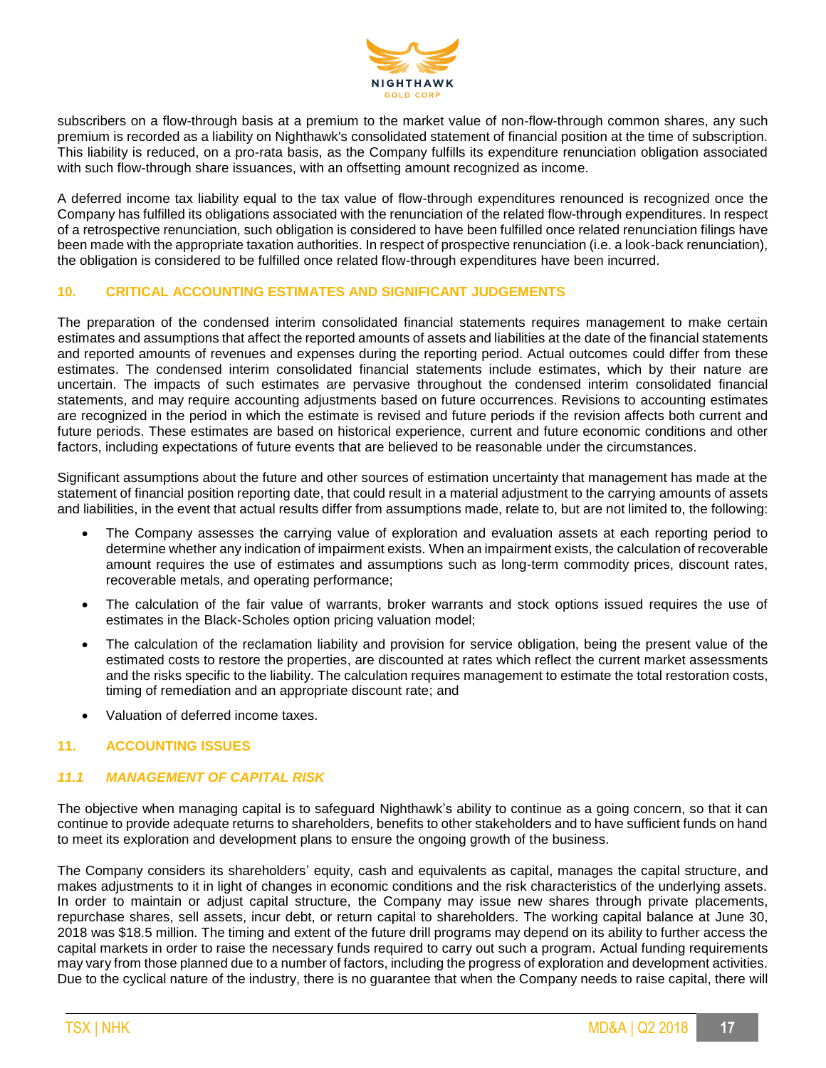subscribers on a flow-through basis at a premium to the market value of non-flow-through common shares, any such premium is recorded as a liability on Nighthawk's consolidated statement of financial position at the time of subscription. This liability is reduced, on a pro-rata basis, as the Company fulfills its expenditure renunciation obligation associated with such flow-through share issuances, with an offsetting amount recognized as income.

A deferred income tax liability equal to the tax value of flow-through expenditures renounced is recognized once the Company has fulfilled its obligations associated with the renunciation of the related flow-through expenditures. In respect of a retrospective renunciation, such obligation is considered to have been fulfilled once related renunciation filings have been made with the appropriate taxation authorities. In respect of prospective renunciation (i.e. a look-back renunciation), the obligation is considered to be fulfilled once related flow-through expenditures have been incurred.

## 10. CRITICAL ACCOUNTING ESTIMATES AND SIGNIFICANT JUDGEMENTS

The preparation of the condensed interim consolidated financial statements requires management to make certain estimates and assumptions that affect the reported amounts of assets and liabilities at the date of the financial statements and reported amounts of revenues and expenses during the reporting period. Actual outcomes could differ from these estimates. The condensed interim consolidated financial statements include estimates, which by their nature are uncertain. The impacts of such estimates are pervasive throughout the condensed interim consolidated financial statements, and may require accounting adjustments based on future occurrences. Revisions to accounting estimates are recognized in the period in which the estimate is revised and future periods if the revision affects both current and future periods. These estimates are based on historical experience, current and future economic conditions and other factors, including expectations of future events that are believed to be reasonable under the circumstances.

Significant assumptions about the future and other sources of estimation uncertainty that management has made at the statement of financial position reporting date, that could result in a material adjustment to the carrying amounts of assets and liabilities, in the event that actual results differ from assumptions made, relate to, but are not limited to, the following:

- The Company assesses the carrying value of exploration and evaluation assets at each reporting period to determine whether any indication of impairment exists. When an impairment exists, the calculation of recoverable amount requires the use of estimates and assumptions such as long-term commodity prices, discount rates, recoverable metals, and operating performance;
- The calculation of the fair value of warrants, broker warrants and stock options issued requires the use of estimates in the Black-Scholes option pricing valuation model;
- The calculation of the reclamation liability and provision for service obligation, being the present value of the estimated costs to restore the properties, are discounted at rates which reflect the current market assessments and the risks specific to the liability. The calculation requires management to estimate the total restoration costs, timing of remediation and an appropriate discount rate; and
- Valuation of deferred income taxes.

## 11. ACCOUNTING ISSUES

### *11.1 MANAGEMENT OF CAPITAL RISK*

The objective when managing capital is to safeguard Nighthawk's ability to continue as a going concern, so that it can continue to provide adequate returns to shareholders, benefits to other stakeholders and to have sufficient funds on hand to meet its exploration and development plans to ensure the ongoing growth of the business.

The Company considers its shareholders' equity, cash and equivalents as capital, manages the capital structure, and makes adjustments to it in light of changes in economic conditions and the risk characteristics of the underlying assets. In order to maintain or adjust capital structure, the Company may issue new shares through private placements, repurchase shares, sell assets, incur debt, or return capital to shareholders. The working capital balance at June 30, 2018 was $18.5 million. The timing and extent of the future drill programs may depend on its ability to further access the capital markets in order to raise the necessary funds required to carry out such a program. Actual funding requirements may vary from those planned due to a number of factors, including the progress of exploration and development activities. Due to the cyclical nature of the industry, there is no guarantee that when the Company needs to raise capital, there will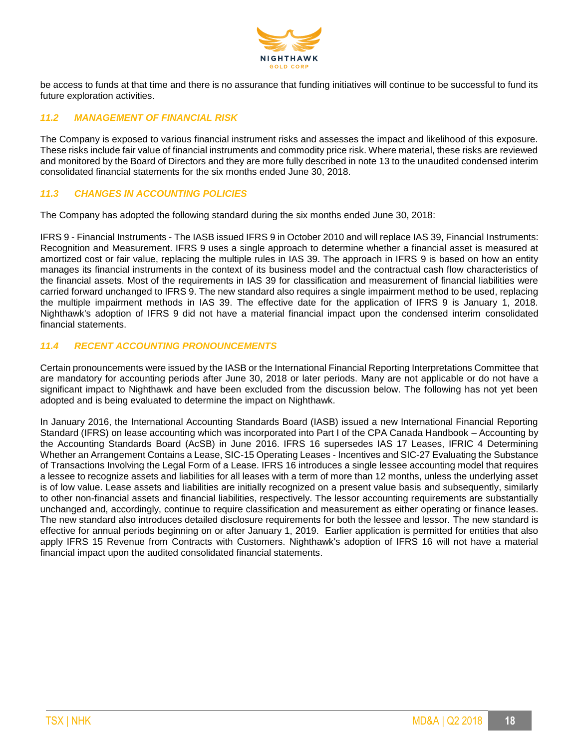be access to funds at that time and there is no assurance that funding initiatives will continue to be successful to fund its future exploration activities.

### *11.2 MANAGEMENT OF FINANCIAL RISK*

The Company is exposed to various financial instrument risks and assesses the impact and likelihood of this exposure. These risks include fair value of financial instruments and commodity price risk. Where material, these risks are reviewed and monitored by the Board of Directors and they are more fully described in note 13 to the unaudited condensed interim consolidated financial statements for the six months ended June 30, 2018.

### *11.3 CHANGES IN ACCOUNTING POLICIES*

The Company has adopted the following standard during the six months ended June 30, 2018:

IFRS 9 - Financial Instruments - The IASB issued IFRS 9 in October 2010 and will replace IAS 39, Financial Instruments: Recognition and Measurement. IFRS 9 uses a single approach to determine whether a financial asset is measured at amortized cost or fair value, replacing the multiple rules in IAS 39. The approach in IFRS 9 is based on how an entity manages its financial instruments in the context of its business model and the contractual cash flow characteristics of the financial assets. Most of the requirements in IAS 39 for classification and measurement of financial liabilities were carried forward unchanged to IFRS 9. The new standard also requires a single impairment method to be used, replacing the multiple impairment methods in IAS 39. The effective date for the application of IFRS 9 is January 1, 2018. Nighthawk's adoption of IFRS 9 did not have a material financial impact upon the condensed interim consolidated financial statements.

### *11.4 RECENT ACCOUNTING PRONOUNCEMENTS*

Certain pronouncements were issued by the IASB or the International Financial Reporting Interpretations Committee that are mandatory for accounting periods after June 30, 2018 or later periods. Many are not applicable or do not have a significant impact to Nighthawk and have been excluded from the discussion below. The following has not yet been adopted and is being evaluated to determine the impact on Nighthawk.

In January 2016, the International Accounting Standards Board (IASB) issued a new International Financial Reporting Standard (IFRS) on lease accounting which was incorporated into Part I of the CPA Canada Handbook – Accounting by the Accounting Standards Board (AcSB) in June 2016. IFRS 16 supersedes IAS 17 Leases, IFRIC 4 Determining Whether an Arrangement Contains a Lease, SIC-15 Operating Leases - Incentives and SIC-27 Evaluating the Substance of Transactions Involving the Legal Form of a Lease. IFRS 16 introduces a single lessee accounting model that requires a lessee to recognize assets and liabilities for all leases with a term of more than 12 months, unless the underlying asset is of low value. Lease assets and liabilities are initially recognized on a present value basis and subsequently, similarly to other non-financial assets and financial liabilities, respectively. The lessor accounting requirements are substantially unchanged and, accordingly, continue to require classification and measurement as either operating or finance leases. The new standard also introduces detailed disclosure requirements for both the lessee and lessor. The new standard is effective for annual periods beginning on or after January 1, 2019. Earlier application is permitted for entities that also apply IFRS 15 Revenue from Contracts with Customers. Nighthawk's adoption of IFRS 16 will not have a material financial impact upon the audited consolidated financial statements.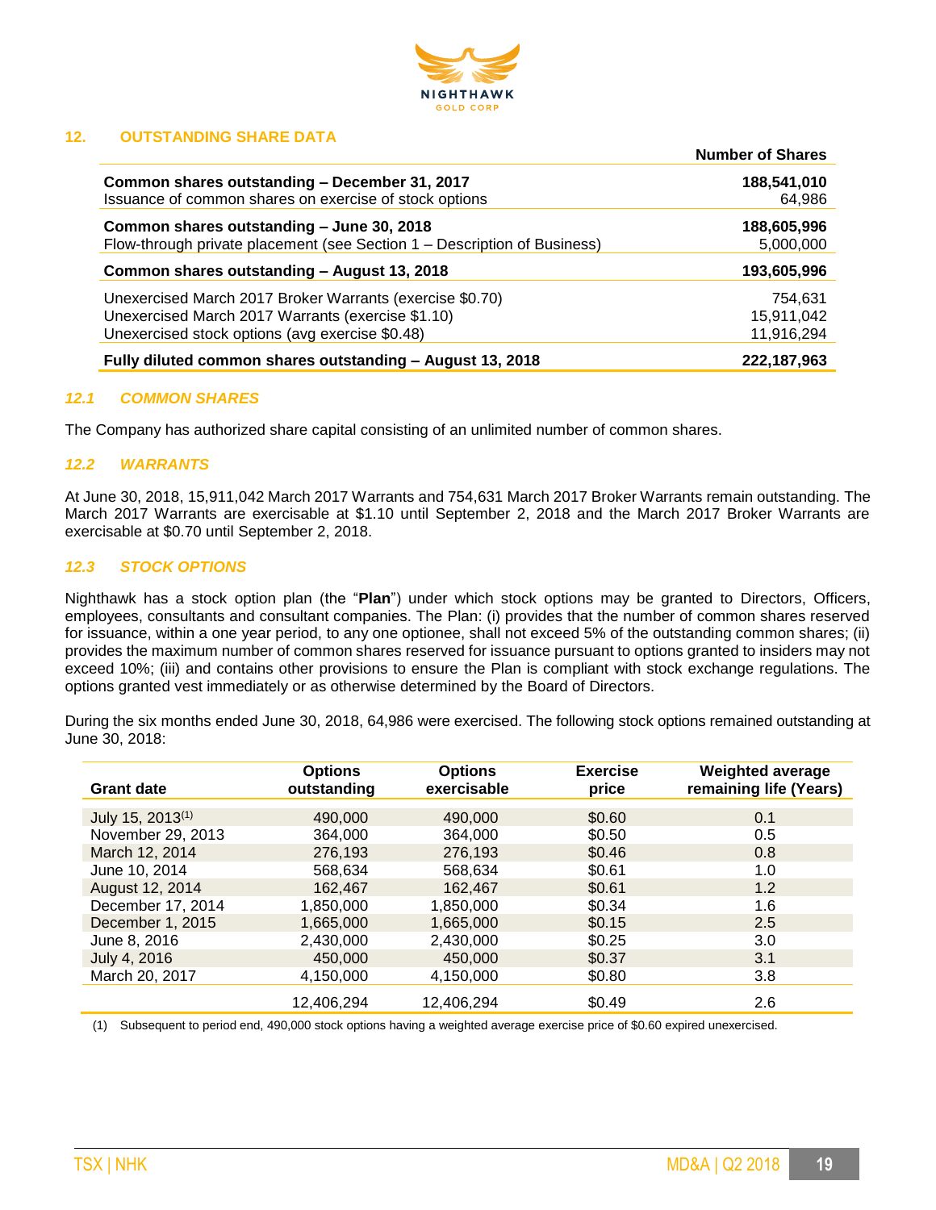## 12. OUTSTANDING SHARE DATA

| | Number of Shares |
|---|---|
| **Common shares outstanding – December 31, 2017** | **188,541,010** |
| Issuance of common shares on exercise of stock options | 64,986 |
| **Common shares outstanding – June 30, 2018** | **188,605,996** |
| Flow-through private placement (see Section 1 – Description of Business) | 5,000,000 |
| **Common shares outstanding – August 13, 2018** | **193,605,996** |
| Unexercised March 2017 Broker Warrants (exercise $0.70) | 754,631 |
| Unexercised March 2017 Warrants (exercise $1.10) | 15,911,042 |
| Unexercised stock options (avg exercise $0.48) | 11,916,294 |
| **Fully diluted common shares outstanding – August 13, 2018** | **222,187,963** |

### *12.1 COMMON SHARES*

The Company has authorized share capital consisting of an unlimited number of common shares.

### *12.2 WARRANTS*

At June 30, 2018, 15,911,042 March 2017 Warrants and 754,631 March 2017 Broker Warrants remain outstanding. The March 2017 Warrants are exercisable at $1.10 until September 2, 2018 and the March 2017 Broker Warrants are exercisable at $0.70 until September 2, 2018.

### *12.3 STOCK OPTIONS*

Nighthawk has a stock option plan (the "**Plan**") under which stock options may be granted to Directors, Officers, employees, consultants and consultant companies. The Plan: (i) provides that the number of common shares reserved for issuance, within a one year period, to any one optionee, shall not exceed 5% of the outstanding common shares; (ii) provides the maximum number of common shares reserved for issuance pursuant to options granted to insiders may not exceed 10%; (iii) and contains other provisions to ensure the Plan is compliant with stock exchange regulations. The options granted vest immediately or as otherwise determined by the Board of Directors.

During the six months ended June 30, 2018, 64,986 were exercised. The following stock options remained outstanding at June 30, 2018:

| Grant date | Options outstanding | Options exercisable | Exercise price | Weighted average remaining life (Years) |
|---|---|---|---|---|
| July 15, 2013[1] | 490,000 | 490,000 | $0.60 | 0.1 |
| November 29, 2013 | 364,000 | 364,000 | $0.50 | 0.5 |
| March 12, 2014 | 276,193 | 276,193 | $0.46 | 0.8 |
| June 10, 2014 | 568,634 | 568,634 | $0.61 | 1.0 |
| August 12, 2014 | 162,467 | 162,467 | $0.61 | 1.2 |
| December 17, 2014 | 1,850,000 | 1,850,000 | $0.34 | 1.6 |
| December 1, 2015 | 1,665,000 | 1,665,000 | $0.15 | 2.5 |
| June 8, 2016 | 2,430,000 | 2,430,000 | $0.25 | 3.0 |
| July 4, 2016 | 450,000 | 450,000 | $0.37 | 3.1 |
| March 20, 2017 | 4,150,000 | 4,150,000 | $0.80 | 3.8 |
| | 12,406,294 | 12,406,294 | $0.49 | 2.6 |

(1) Subsequent to period end, 490,000 stock options having a weighted average exercise price of $0.60 expired unexercised.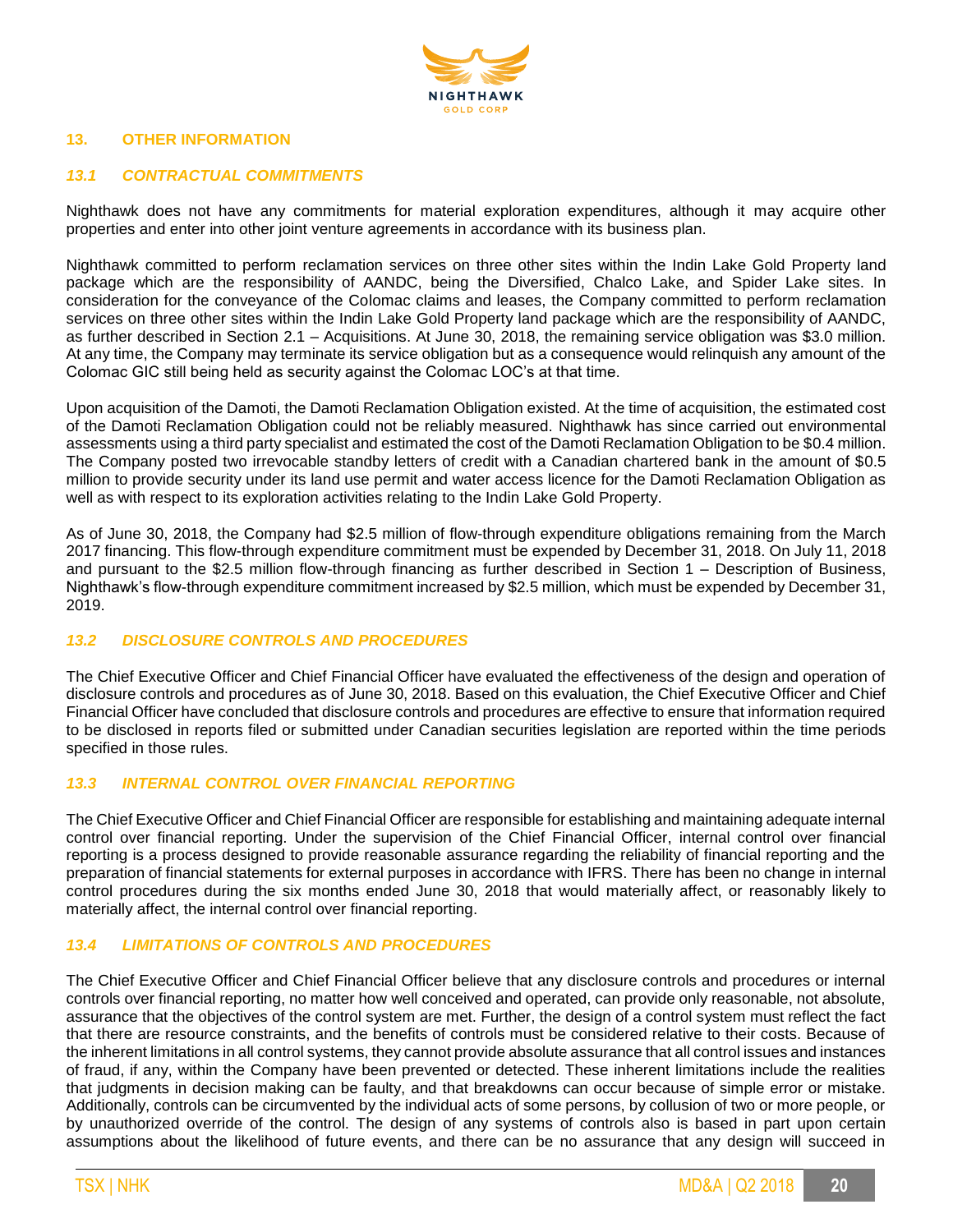## 13. OTHER INFORMATION

### *13.1 CONTRACTUAL COMMITMENTS*

Nighthawk does not have any commitments for material exploration expenditures, although it may acquire other properties and enter into other joint venture agreements in accordance with its business plan.

Nighthawk committed to perform reclamation services on three other sites within the Indin Lake Gold Property land package which are the responsibility of AANDC, being the Diversified, Chalco Lake, and Spider Lake sites. In consideration for the conveyance of the Colomac claims and leases, the Company committed to perform reclamation services on three other sites within the Indin Lake Gold Property land package which are the responsibility of AANDC, as further described in Section 2.1 – Acquisitions. At June 30, 2018, the remaining service obligation was $3.0 million. At any time, the Company may terminate its service obligation but as a consequence would relinquish any amount of the Colomac GIC still being held as security against the Colomac LOC's at that time.

Upon acquisition of the Damoti, the Damoti Reclamation Obligation existed. At the time of acquisition, the estimated cost of the Damoti Reclamation Obligation could not be reliably measured. Nighthawk has since carried out environmental assessments using a third party specialist and estimated the cost of the Damoti Reclamation Obligation to be $0.4 million. The Company posted two irrevocable standby letters of credit with a Canadian chartered bank in the amount of $0.5 million to provide security under its land use permit and water access licence for the Damoti Reclamation Obligation as well as with respect to its exploration activities relating to the Indin Lake Gold Property.

As of June 30, 2018, the Company had $2.5 million of flow-through expenditure obligations remaining from the March 2017 financing. This flow-through expenditure commitment must be expended by December 31, 2018. On July 11, 2018 and pursuant to the $2.5 million flow-through financing as further described in Section 1 – Description of Business, Nighthawk's flow-through expenditure commitment increased by $2.5 million, which must be expended by December 31, 2019.

### *13.2 DISCLOSURE CONTROLS AND PROCEDURES*

The Chief Executive Officer and Chief Financial Officer have evaluated the effectiveness of the design and operation of disclosure controls and procedures as of June 30, 2018. Based on this evaluation, the Chief Executive Officer and Chief Financial Officer have concluded that disclosure controls and procedures are effective to ensure that information required to be disclosed in reports filed or submitted under Canadian securities legislation are reported within the time periods specified in those rules.

### *13.3 INTERNAL CONTROL OVER FINANCIAL REPORTING*

The Chief Executive Officer and Chief Financial Officer are responsible for establishing and maintaining adequate internal control over financial reporting. Under the supervision of the Chief Financial Officer, internal control over financial reporting is a process designed to provide reasonable assurance regarding the reliability of financial reporting and the preparation of financial statements for external purposes in accordance with IFRS. There has been no change in internal control procedures during the six months ended June 30, 2018 that would materially affect, or reasonably likely to materially affect, the internal control over financial reporting.

### *13.4 LIMITATIONS OF CONTROLS AND PROCEDURES*

The Chief Executive Officer and Chief Financial Officer believe that any disclosure controls and procedures or internal controls over financial reporting, no matter how well conceived and operated, can provide only reasonable, not absolute, assurance that the objectives of the control system are met. Further, the design of a control system must reflect the fact that there are resource constraints, and the benefits of controls must be considered relative to their costs. Because of the inherent limitations in all control systems, they cannot provide absolute assurance that all control issues and instances of fraud, if any, within the Company have been prevented or detected. These inherent limitations include the realities that judgments in decision making can be faulty, and that breakdowns can occur because of simple error or mistake. Additionally, controls can be circumvented by the individual acts of some persons, by collusion of two or more people, or by unauthorized override of the control. The design of any systems of controls also is based in part upon certain assumptions about the likelihood of future events, and there can be no assurance that any design will succeed in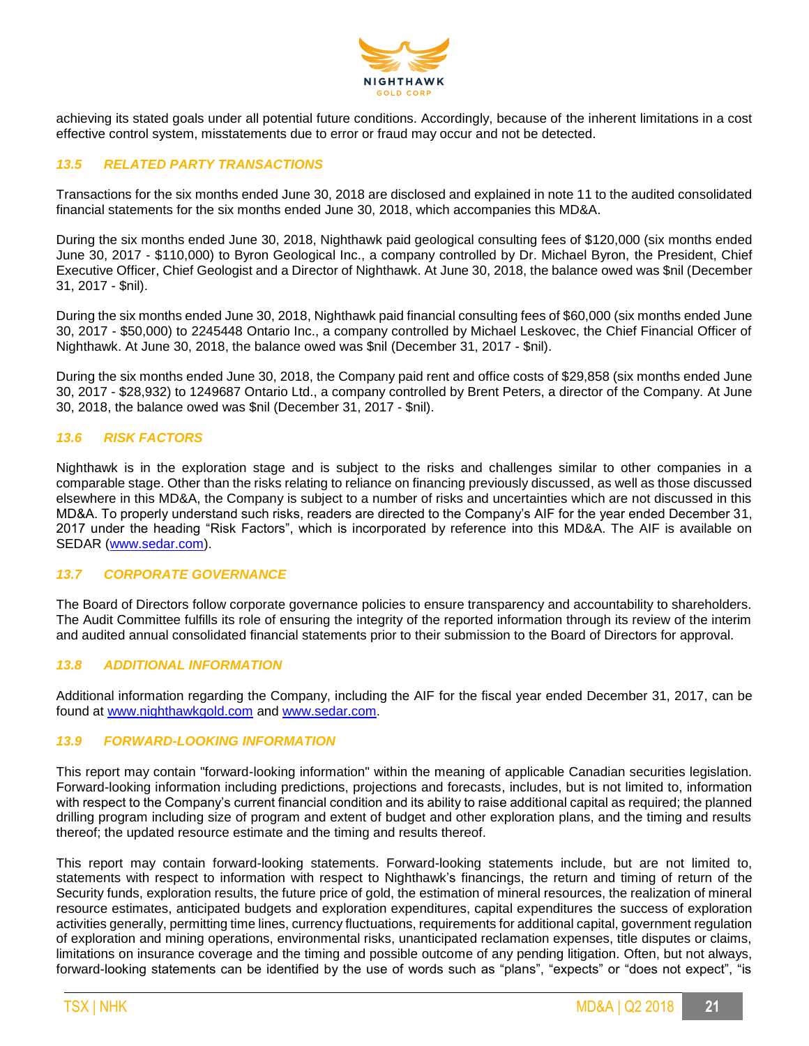achieving its stated goals under all potential future conditions. Accordingly, because of the inherent limitations in a cost effective control system, misstatements due to error or fraud may occur and not be detected.

### *13.5 RELATED PARTY TRANSACTIONS*

Transactions for the six months ended June 30, 2018 are disclosed and explained in note 11 to the audited consolidated financial statements for the six months ended June 30, 2018, which accompanies this MD&A.

During the six months ended June 30, 2018, Nighthawk paid geological consulting fees of $120,000 (six months ended June 30, 2017 - $110,000) to Byron Geological Inc., a company controlled by Dr. Michael Byron, the President, Chief Executive Officer, Chief Geologist and a Director of Nighthawk. At June 30, 2018, the balance owed was $nil (December 31, 2017 - $nil).

During the six months ended June 30, 2018, Nighthawk paid financial consulting fees of $60,000 (six months ended June 30, 2017 - $50,000) to 2245448 Ontario Inc., a company controlled by Michael Leskovec, the Chief Financial Officer of Nighthawk. At June 30, 2018, the balance owed was $nil (December 31, 2017 - $nil).

During the six months ended June 30, 2018, the Company paid rent and office costs of $29,858 (six months ended June 30, 2017 - $28,932) to 1249687 Ontario Ltd., a company controlled by Brent Peters, a director of the Company. At June 30, 2018, the balance owed was $nil (December 31, 2017 - $nil).

### *13.6 RISK FACTORS*

Nighthawk is in the exploration stage and is subject to the risks and challenges similar to other companies in a comparable stage. Other than the risks relating to reliance on financing previously discussed, as well as those discussed elsewhere in this MD&A, the Company is subject to a number of risks and uncertainties which are not discussed in this MD&A. To properly understand such risks, readers are directed to the Company's AIF for the year ended December 31, 2017 under the heading "Risk Factors", which is incorporated by reference into this MD&A. The AIF is available on SEDAR (www.sedar.com).

### *13.7 CORPORATE GOVERNANCE*

The Board of Directors follow corporate governance policies to ensure transparency and accountability to shareholders. The Audit Committee fulfills its role of ensuring the integrity of the reported information through its review of the interim and audited annual consolidated financial statements prior to their submission to the Board of Directors for approval.

### *13.8 ADDITIONAL INFORMATION*

Additional information regarding the Company, including the AIF for the fiscal year ended December 31, 2017, can be found at www.nighthawkgold.com and www.sedar.com.

### *13.9 FORWARD-LOOKING INFORMATION*

This report may contain "forward-looking information" within the meaning of applicable Canadian securities legislation. Forward-looking information including predictions, projections and forecasts, includes, but is not limited to, information with respect to the Company's current financial condition and its ability to raise additional capital as required; the planned drilling program including size of program and extent of budget and other exploration plans, and the timing and results thereof; the updated resource estimate and the timing and results thereof.

This report may contain forward-looking statements. Forward-looking statements include, but are not limited to, statements with respect to information with respect to Nighthawk's financings, the return and timing of return of the Security funds, exploration results, the future price of gold, the estimation of mineral resources, the realization of mineral resource estimates, anticipated budgets and exploration expenditures, capital expenditures the success of exploration activities generally, permitting time lines, currency fluctuations, requirements for additional capital, government regulation of exploration and mining operations, environmental risks, unanticipated reclamation expenses, title disputes or claims, limitations on insurance coverage and the timing and possible outcome of any pending litigation. Often, but not always, forward-looking statements can be identified by the use of words such as "plans", "expects" or "does not expect", "is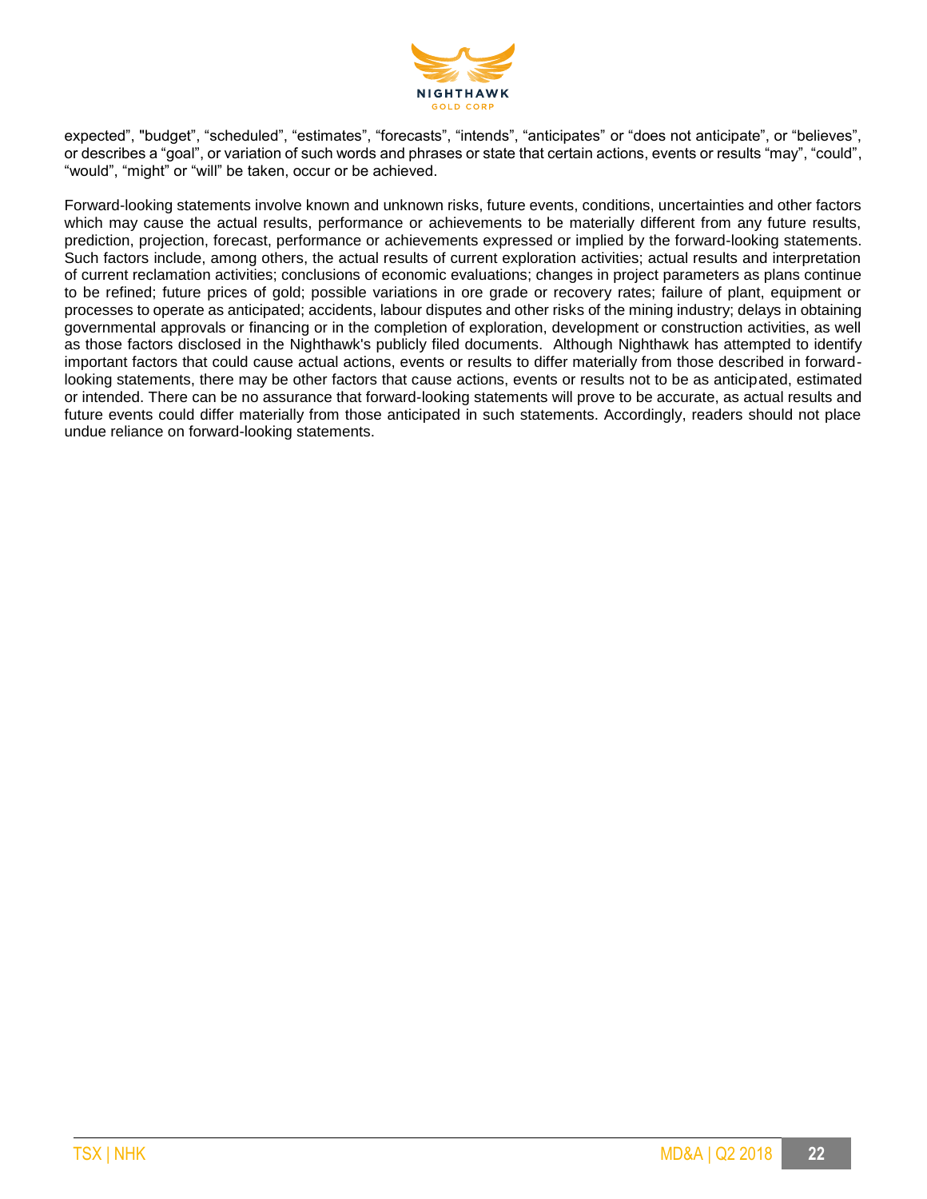expected", "budget", "scheduled", "estimates", "forecasts", "intends", "anticipates" or "does not anticipate", or "believes", or describes a "goal", or variation of such words and phrases or state that certain actions, events or results "may", "could", "would", "might" or "will" be taken, occur or be achieved.

Forward-looking statements involve known and unknown risks, future events, conditions, uncertainties and other factors which may cause the actual results, performance or achievements to be materially different from any future results, prediction, projection, forecast, performance or achievements expressed or implied by the forward-looking statements. Such factors include, among others, the actual results of current exploration activities; actual results and interpretation of current reclamation activities; conclusions of economic evaluations; changes in project parameters as plans continue to be refined; future prices of gold; possible variations in ore grade or recovery rates; failure of plant, equipment or processes to operate as anticipated; accidents, labour disputes and other risks of the mining industry; delays in obtaining governmental approvals or financing or in the completion of exploration, development or construction activities, as well as those factors disclosed in the Nighthawk's publicly filed documents. Although Nighthawk has attempted to identify important factors that could cause actual actions, events or results to differ materially from those described in forward-looking statements, there may be other factors that cause actions, events or results not to be as anticipated, estimated or intended. There can be no assurance that forward-looking statements will prove to be accurate, as actual results and future events could differ materially from those anticipated in such statements. Accordingly, readers should not place undue reliance on forward-looking statements.